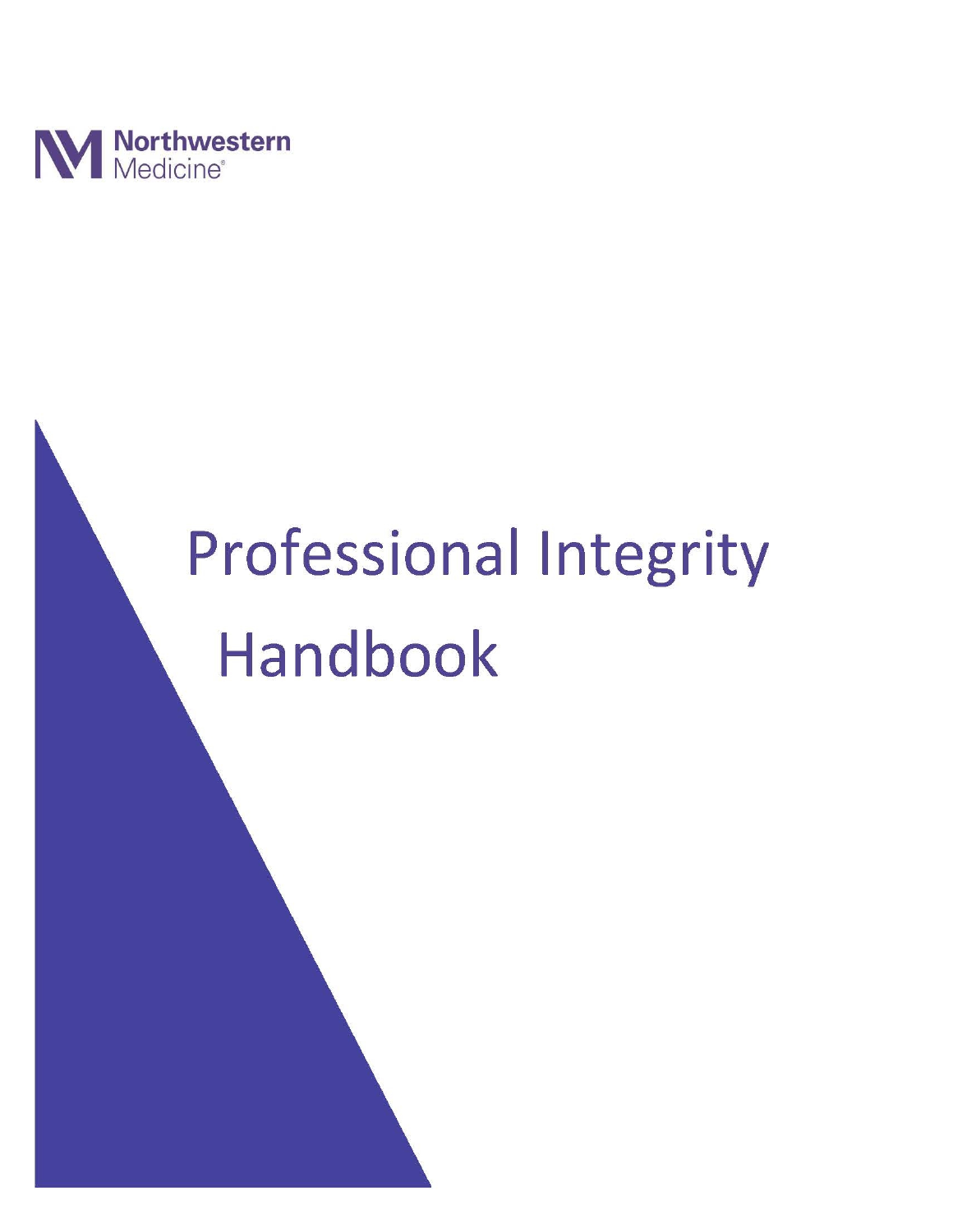Northwestern Medicine®

# Professional Integrity Handbook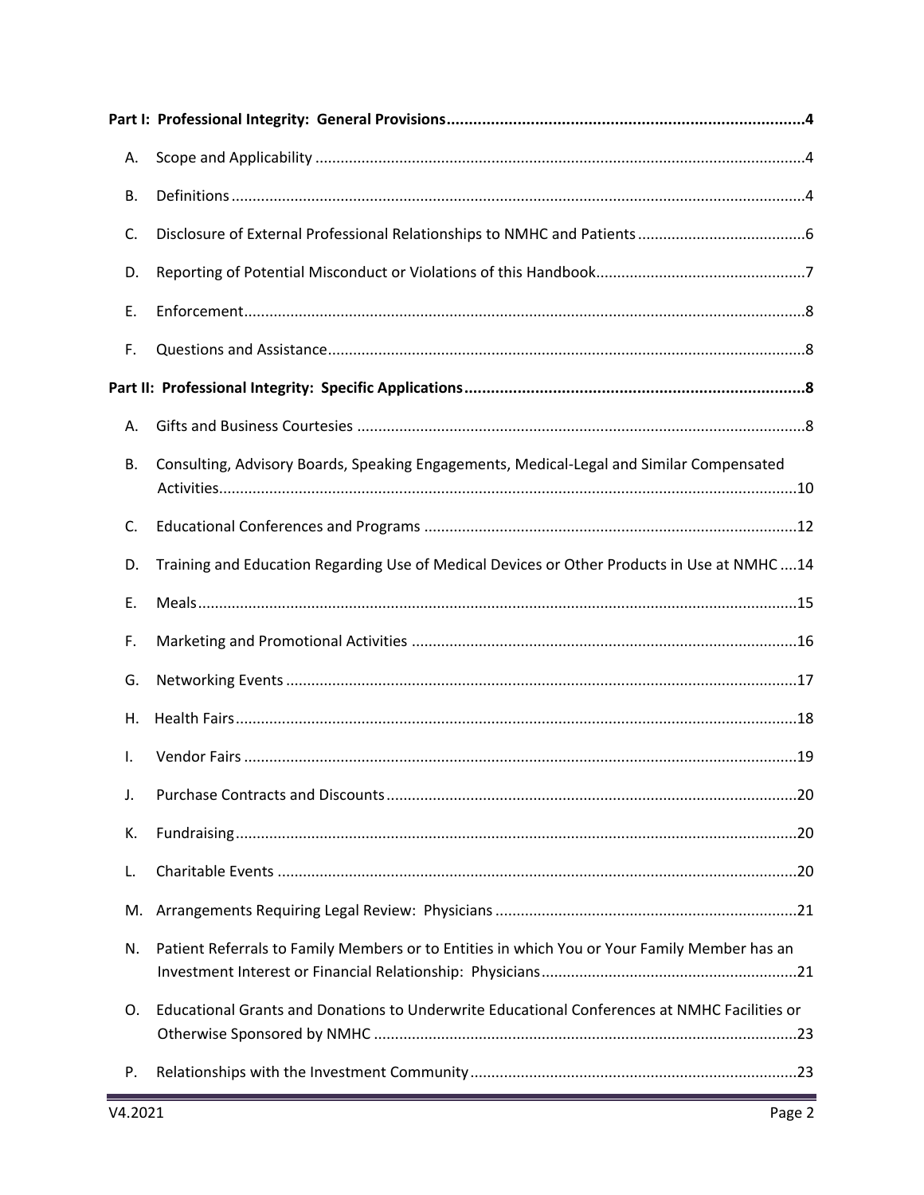**Part I: Professional Integrity: General Provisions** ..... 4

A. Scope and Applicability ..... 4

B. Definitions ..... 4

C. Disclosure of External Professional Relationships to NMHC and Patients ..... 6

D. Reporting of Potential Misconduct or Violations of this Handbook ..... 7

E. Enforcement ..... 8

F. Questions and Assistance ..... 8

**Part II: Professional Integrity: Specific Applications** ..... 8

A. Gifts and Business Courtesies ..... 8

B. Consulting, Advisory Boards, Speaking Engagements, Medical-Legal and Similar Compensated Activities ..... 10

C. Educational Conferences and Programs ..... 12

D. Training and Education Regarding Use of Medical Devices or Other Products in Use at NMHC ..... 14

E. Meals ..... 15

F. Marketing and Promotional Activities ..... 16

G. Networking Events ..... 17

H. Health Fairs ..... 18

I. Vendor Fairs ..... 19

J. Purchase Contracts and Discounts ..... 20

K. Fundraising ..... 20

L. Charitable Events ..... 20

M. Arrangements Requiring Legal Review: Physicians ..... 21

N. Patient Referrals to Family Members or to Entities in which You or Your Family Member has an Investment Interest or Financial Relationship: Physicians ..... 21

O. Educational Grants and Donations to Underwrite Educational Conferences at NMHC Facilities or Otherwise Sponsored by NMHC ..... 23

P. Relationships with the Investment Community ..... 23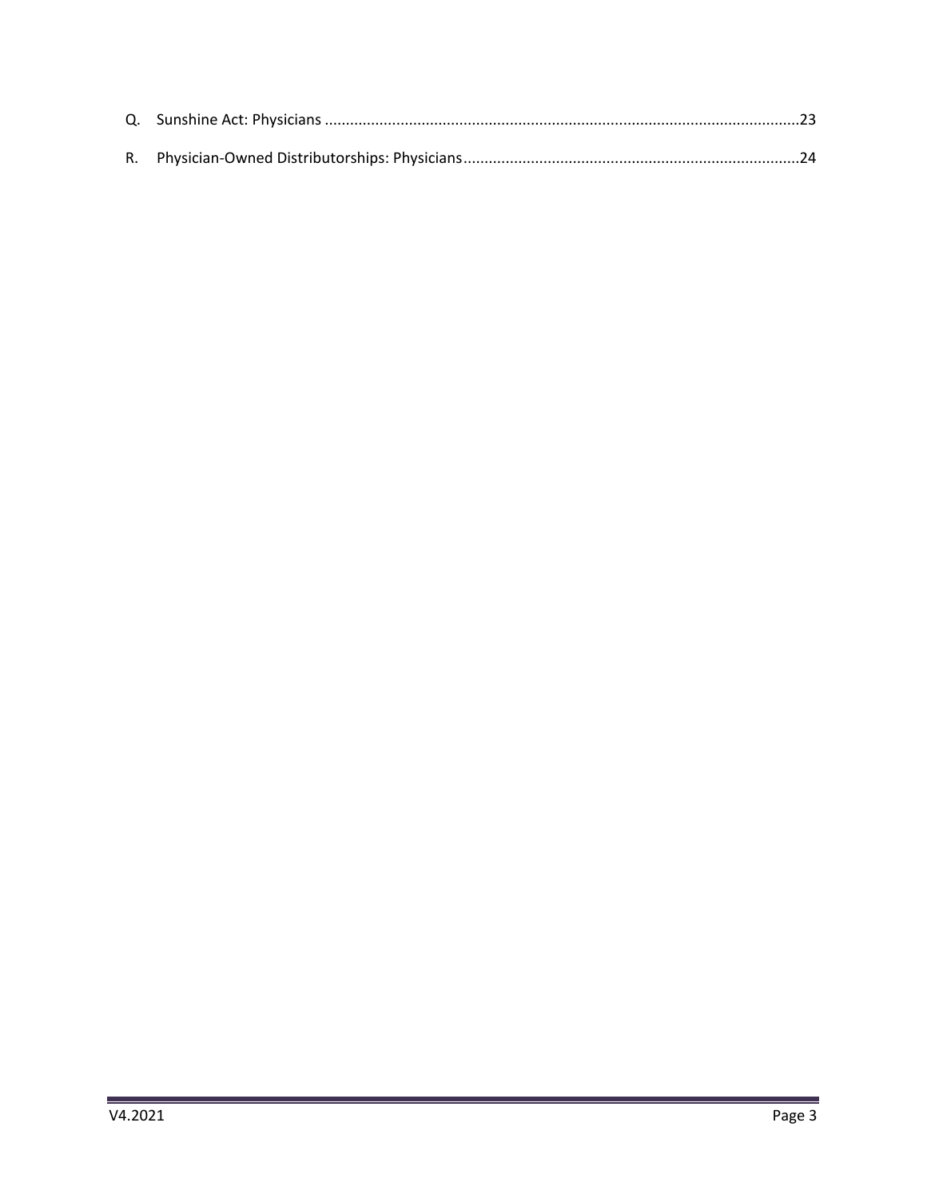Q. Sunshine Act: Physicians ................................................................................................................23

R. Physician-Owned Distributorships: Physicians...............................................................................24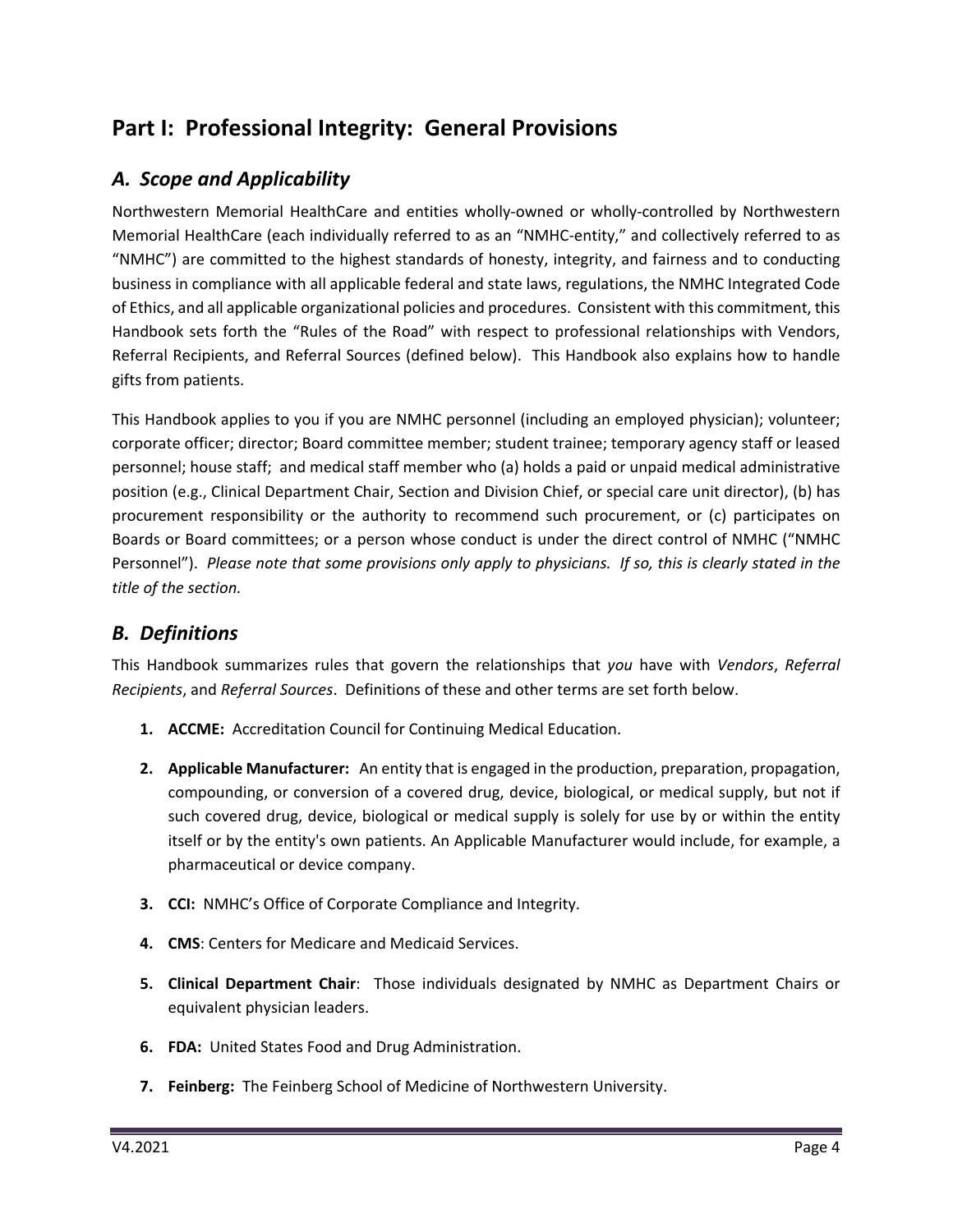## Part I: Professional Integrity: General Provisions

### *A. Scope and Applicability*

Northwestern Memorial HealthCare and entities wholly-owned or wholly-controlled by Northwestern Memorial HealthCare (each individually referred to as an "NMHC-entity," and collectively referred to as "NMHC") are committed to the highest standards of honesty, integrity, and fairness and to conducting business in compliance with all applicable federal and state laws, regulations, the NMHC Integrated Code of Ethics, and all applicable organizational policies and procedures. Consistent with this commitment, this Handbook sets forth the "Rules of the Road" with respect to professional relationships with Vendors, Referral Recipients, and Referral Sources (defined below). This Handbook also explains how to handle gifts from patients.

This Handbook applies to you if you are NMHC personnel (including an employed physician); volunteer; corporate officer; director; Board committee member; student trainee; temporary agency staff or leased personnel; house staff; and medical staff member who (a) holds a paid or unpaid medical administrative position (e.g., Clinical Department Chair, Section and Division Chief, or special care unit director), (b) has procurement responsibility or the authority to recommend such procurement, or (c) participates on Boards or Board committees; or a person whose conduct is under the direct control of NMHC ("NMHC Personnel"). *Please note that some provisions only apply to physicians. If so, this is clearly stated in the title of the section.*

### *B. Definitions*

This Handbook summarizes rules that govern the relationships that *you* have with *Vendors*, *Referral Recipients*, and *Referral Sources*. Definitions of these and other terms are set forth below.

1. **ACCME:** Accreditation Council for Continuing Medical Education.
2. **Applicable Manufacturer:** An entity that is engaged in the production, preparation, propagation, compounding, or conversion of a covered drug, device, biological, or medical supply, but not if such covered drug, device, biological or medical supply is solely for use by or within the entity itself or by the entity's own patients. An Applicable Manufacturer would include, for example, a pharmaceutical or device company.
3. **CCI:** NMHC's Office of Corporate Compliance and Integrity.
4. **CMS**: Centers for Medicare and Medicaid Services.
5. **Clinical Department Chair**: Those individuals designated by NMHC as Department Chairs or equivalent physician leaders.
6. **FDA:** United States Food and Drug Administration.
7. **Feinberg:** The Feinberg School of Medicine of Northwestern University.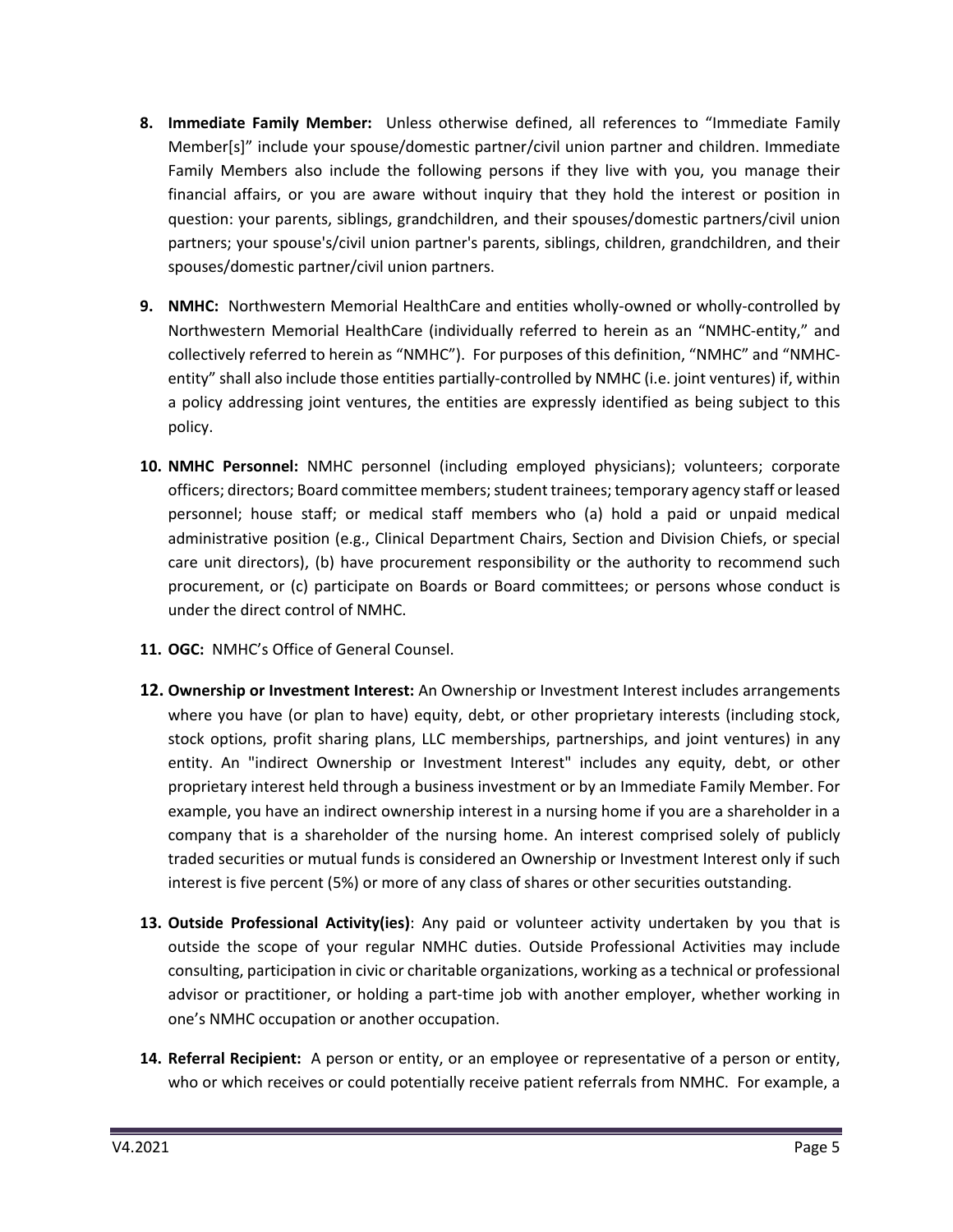8. **Immediate Family Member:** Unless otherwise defined, all references to "Immediate Family Member[s]" include your spouse/domestic partner/civil union partner and children. Immediate Family Members also include the following persons if they live with you, you manage their financial affairs, or you are aware without inquiry that they hold the interest or position in question: your parents, siblings, grandchildren, and their spouses/domestic partners/civil union partners; your spouse's/civil union partner's parents, siblings, children, grandchildren, and their spouses/domestic partner/civil union partners.

9. **NMHC:** Northwestern Memorial HealthCare and entities wholly-owned or wholly-controlled by Northwestern Memorial HealthCare (individually referred to herein as an "NMHC-entity," and collectively referred to herein as "NMHC"). For purposes of this definition, "NMHC" and "NMHC-entity" shall also include those entities partially-controlled by NMHC (i.e. joint ventures) if, within a policy addressing joint ventures, the entities are expressly identified as being subject to this policy.

10. **NMHC Personnel:** NMHC personnel (including employed physicians); volunteers; corporate officers; directors; Board committee members; student trainees; temporary agency staff or leased personnel; house staff; or medical staff members who (a) hold a paid or unpaid medical administrative position (e.g., Clinical Department Chairs, Section and Division Chiefs, or special care unit directors), (b) have procurement responsibility or the authority to recommend such procurement, or (c) participate on Boards or Board committees; or persons whose conduct is under the direct control of NMHC.

11. **OGC:** NMHC's Office of General Counsel.

12. **Ownership or Investment Interest:** An Ownership or Investment Interest includes arrangements where you have (or plan to have) equity, debt, or other proprietary interests (including stock, stock options, profit sharing plans, LLC memberships, partnerships, and joint ventures) in any entity. An "indirect Ownership or Investment Interest" includes any equity, debt, or other proprietary interest held through a business investment or by an Immediate Family Member. For example, you have an indirect ownership interest in a nursing home if you are a shareholder in a company that is a shareholder of the nursing home. An interest comprised solely of publicly traded securities or mutual funds is considered an Ownership or Investment Interest only if such interest is five percent (5%) or more of any class of shares or other securities outstanding.

13. **Outside Professional Activity(ies)**: Any paid or volunteer activity undertaken by you that is outside the scope of your regular NMHC duties. Outside Professional Activities may include consulting, participation in civic or charitable organizations, working as a technical or professional advisor or practitioner, or holding a part-time job with another employer, whether working in one's NMHC occupation or another occupation.

14. **Referral Recipient:** A person or entity, or an employee or representative of a person or entity, who or which receives or could potentially receive patient referrals from NMHC. For example, a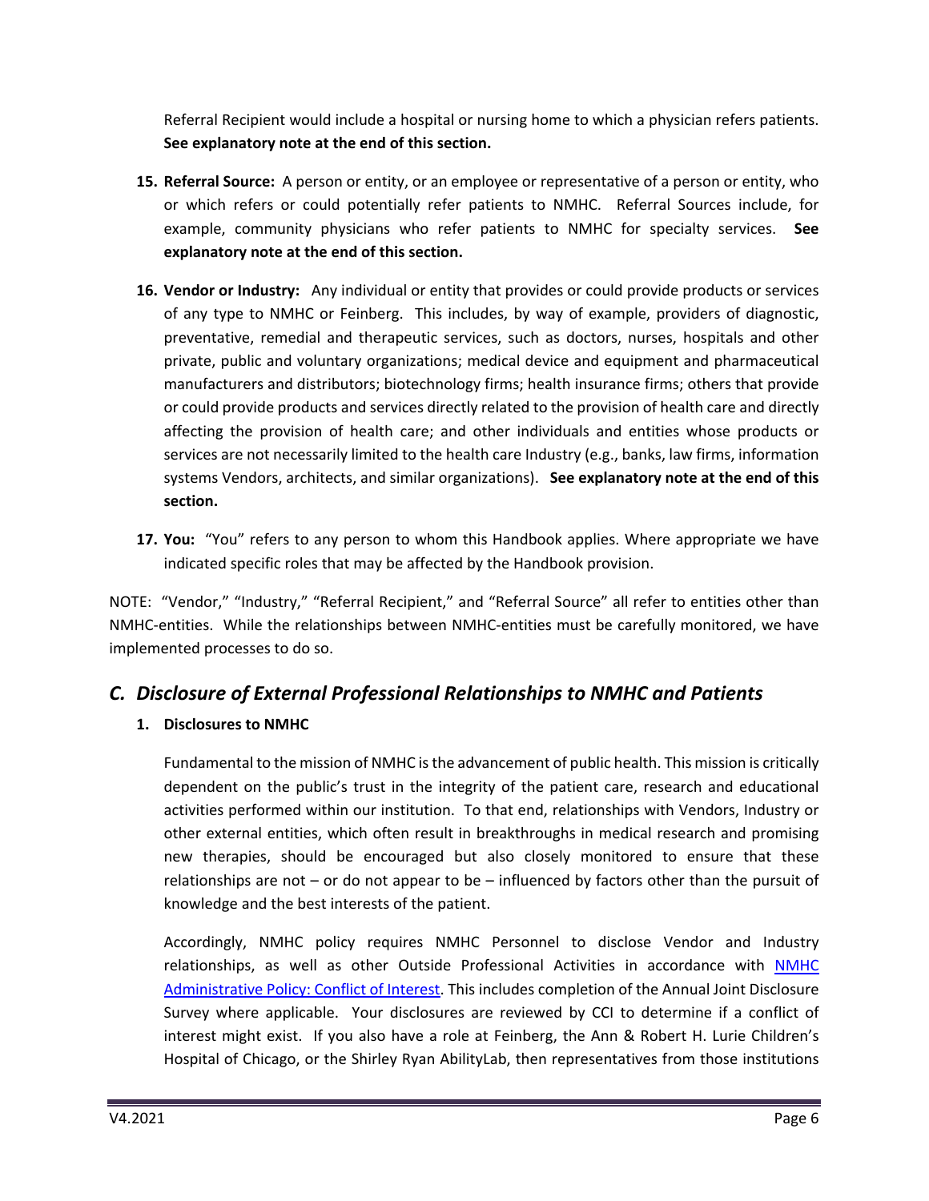Referral Recipient would include a hospital or nursing home to which a physician refers patients. **See explanatory note at the end of this section.**

15. **Referral Source:** A person or entity, or an employee or representative of a person or entity, who or which refers or could potentially refer patients to NMHC. Referral Sources include, for example, community physicians who refer patients to NMHC for specialty services. **See explanatory note at the end of this section.**

16. **Vendor or Industry:** Any individual or entity that provides or could provide products or services of any type to NMHC or Feinberg. This includes, by way of example, providers of diagnostic, preventative, remedial and therapeutic services, such as doctors, nurses, hospitals and other private, public and voluntary organizations; medical device and equipment and pharmaceutical manufacturers and distributors; biotechnology firms; health insurance firms; others that provide or could provide products and services directly related to the provision of health care and directly affecting the provision of health care; and other individuals and entities whose products or services are not necessarily limited to the health care Industry (e.g., banks, law firms, information systems Vendors, architects, and similar organizations). **See explanatory note at the end of this section.**

17. **You:** "You" refers to any person to whom this Handbook applies. Where appropriate we have indicated specific roles that may be affected by the Handbook provision.

NOTE: "Vendor," "Industry," "Referral Recipient," and "Referral Source" all refer to entities other than NMHC-entities. While the relationships between NMHC-entities must be carefully monitored, we have implemented processes to do so.

## *C. Disclosure of External Professional Relationships to NMHC and Patients*

### 1. Disclosures to NMHC

Fundamental to the mission of NMHC is the advancement of public health. This mission is critically dependent on the public's trust in the integrity of the patient care, research and educational activities performed within our institution. To that end, relationships with Vendors, Industry or other external entities, which often result in breakthroughs in medical research and promising new therapies, should be encouraged but also closely monitored to ensure that these relationships are not – or do not appear to be – influenced by factors other than the pursuit of knowledge and the best interests of the patient.

Accordingly, NMHC policy requires NMHC Personnel to disclose Vendor and Industry relationships, as well as other Outside Professional Activities in accordance with NMHC Administrative Policy: Conflict of Interest. This includes completion of the Annual Joint Disclosure Survey where applicable. Your disclosures are reviewed by CCI to determine if a conflict of interest might exist. If you also have a role at Feinberg, the Ann & Robert H. Lurie Children's Hospital of Chicago, or the Shirley Ryan AbilityLab, then representatives from those institutions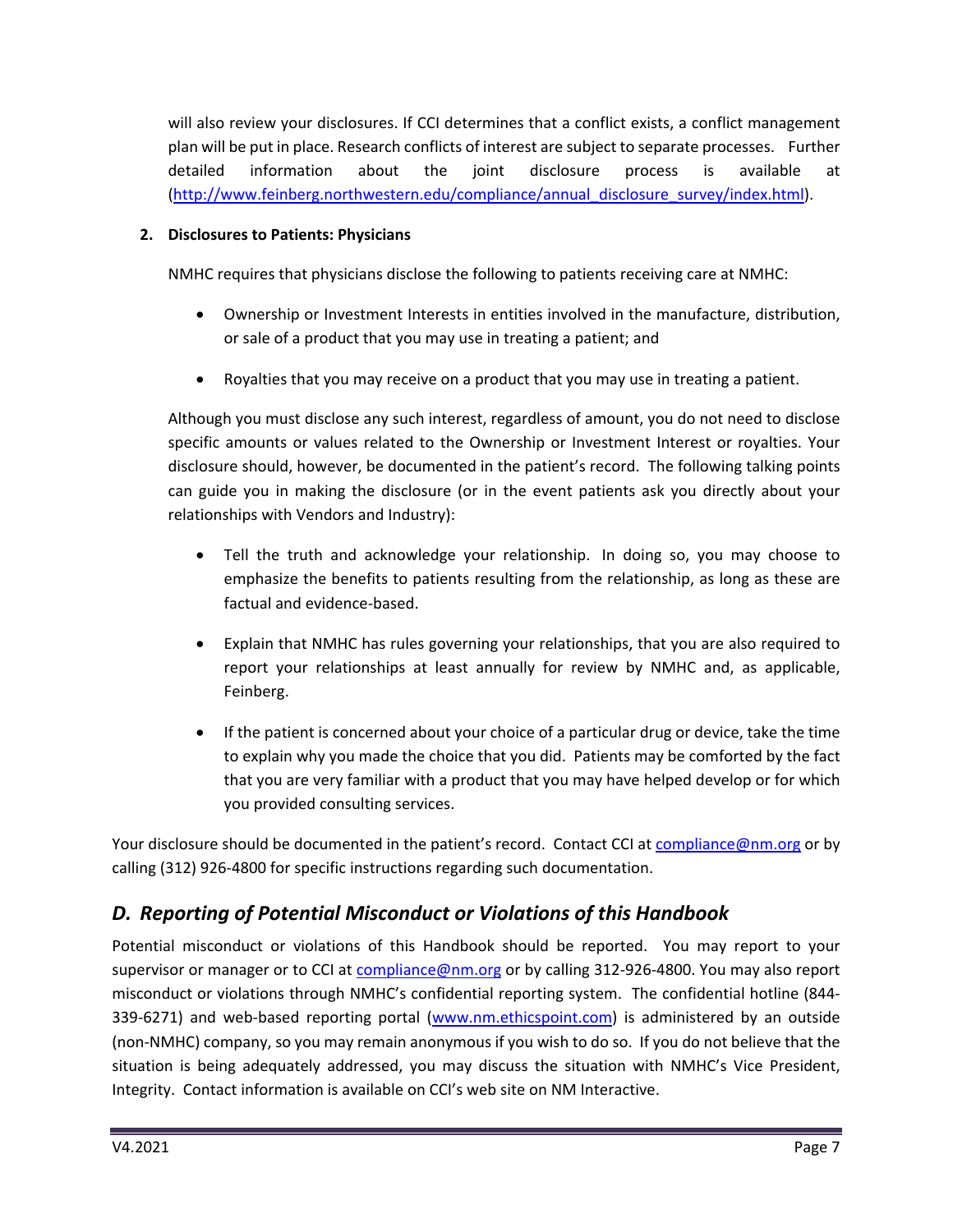will also review your disclosures. If CCI determines that a conflict exists, a conflict management plan will be put in place. Research conflicts of interest are subject to separate processes. Further detailed information about the joint disclosure process is available at (http://www.feinberg.northwestern.edu/compliance/annual_disclosure_survey/index.html).

**2. Disclosures to Patients: Physicians**

NMHC requires that physicians disclose the following to patients receiving care at NMHC:

- Ownership or Investment Interests in entities involved in the manufacture, distribution, or sale of a product that you may use in treating a patient; and
- Royalties that you may receive on a product that you may use in treating a patient.

Although you must disclose any such interest, regardless of amount, you do not need to disclose specific amounts or values related to the Ownership or Investment Interest or royalties. Your disclosure should, however, be documented in the patient's record. The following talking points can guide you in making the disclosure (or in the event patients ask you directly about your relationships with Vendors and Industry):

- Tell the truth and acknowledge your relationship. In doing so, you may choose to emphasize the benefits to patients resulting from the relationship, as long as these are factual and evidence-based.
- Explain that NMHC has rules governing your relationships, that you are also required to report your relationships at least annually for review by NMHC and, as applicable, Feinberg.
- If the patient is concerned about your choice of a particular drug or device, take the time to explain why you made the choice that you did. Patients may be comforted by the fact that you are very familiar with a product that you may have helped develop or for which you provided consulting services.

Your disclosure should be documented in the patient's record. Contact CCI at compliance@nm.org or by calling (312) 926-4800 for specific instructions regarding such documentation.

## *D. Reporting of Potential Misconduct or Violations of this Handbook*

Potential misconduct or violations of this Handbook should be reported. You may report to your supervisor or manager or to CCI at compliance@nm.org or by calling 312-926-4800. You may also report misconduct or violations through NMHC's confidential reporting system. The confidential hotline (844-339-6271) and web-based reporting portal (www.nm.ethicspoint.com) is administered by an outside (non-NMHC) company, so you may remain anonymous if you wish to do so. If you do not believe that the situation is being adequately addressed, you may discuss the situation with NMHC's Vice President, Integrity. Contact information is available on CCI's web site on NM Interactive.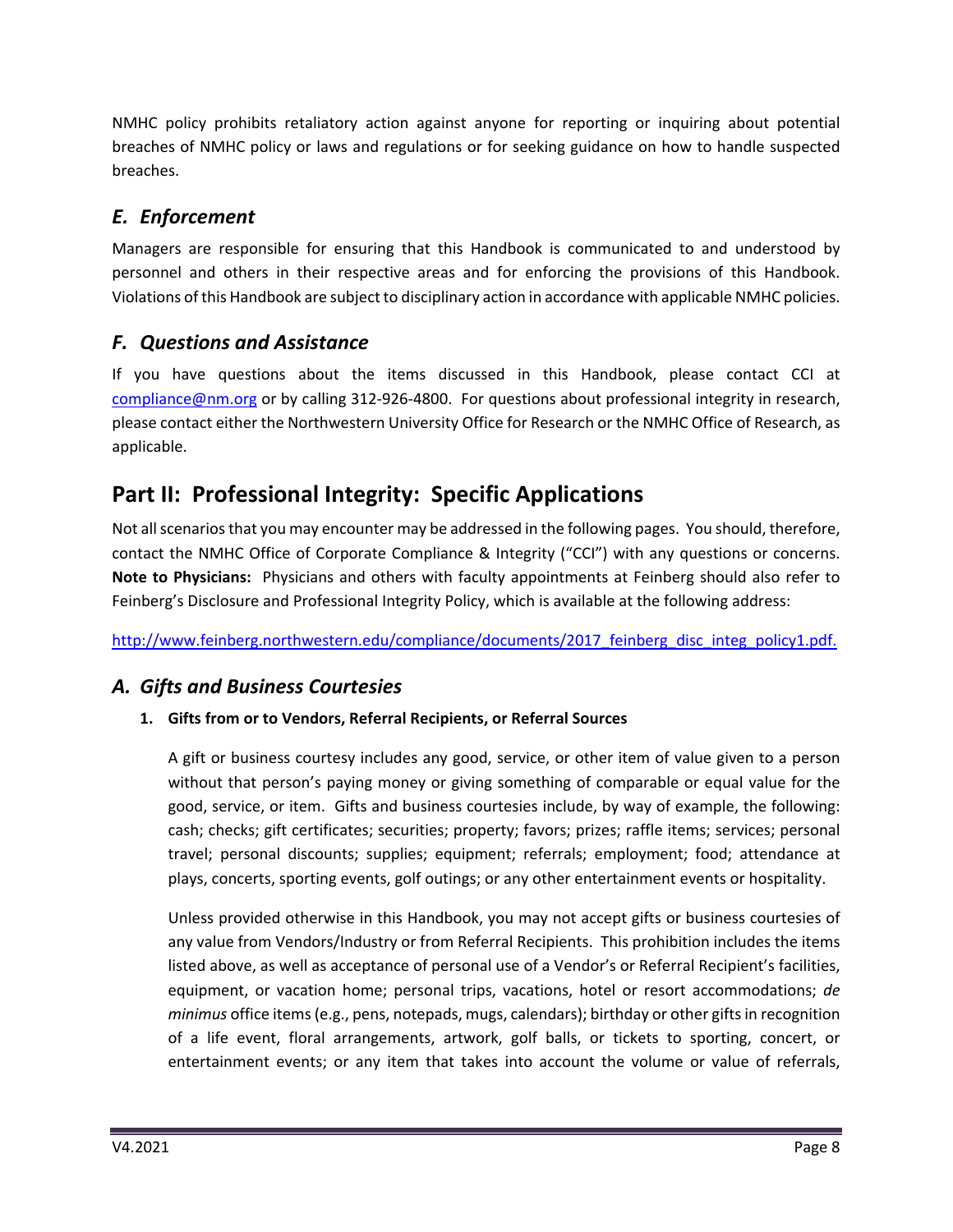NMHC policy prohibits retaliatory action against anyone for reporting or inquiring about potential breaches of NMHC policy or laws and regulations or for seeking guidance on how to handle suspected breaches.

## *E. Enforcement*

Managers are responsible for ensuring that this Handbook is communicated to and understood by personnel and others in their respective areas and for enforcing the provisions of this Handbook. Violations of this Handbook are subject to disciplinary action in accordance with applicable NMHC policies.

## *F. Questions and Assistance*

If you have questions about the items discussed in this Handbook, please contact CCI at [compliance@nm.org](mailto:compliance@nm.org) or by calling 312-926-4800. For questions about professional integrity in research, please contact either the Northwestern University Office for Research or the NMHC Office of Research, as applicable.

# Part II: Professional Integrity: Specific Applications

Not all scenarios that you may encounter may be addressed in the following pages. You should, therefore, contact the NMHC Office of Corporate Compliance & Integrity ("CCI") with any questions or concerns. **Note to Physicians:** Physicians and others with faculty appointments at Feinberg should also refer to Feinberg's Disclosure and Professional Integrity Policy, which is available at the following address:

[http://www.feinberg.northwestern.edu/compliance/documents/2017_feinberg_disc_integ_policy1.pdf.](http://www.feinberg.northwestern.edu/compliance/documents/2017_feinberg_disc_integ_policy1.pdf)

## *A. Gifts and Business Courtesies*

### 1. Gifts from or to Vendors, Referral Recipients, or Referral Sources

A gift or business courtesy includes any good, service, or other item of value given to a person without that person's paying money or giving something of comparable or equal value for the good, service, or item. Gifts and business courtesies include, by way of example, the following: cash; checks; gift certificates; securities; property; favors; prizes; raffle items; services; personal travel; personal discounts; supplies; equipment; referrals; employment; food; attendance at plays, concerts, sporting events, golf outings; or any other entertainment events or hospitality.

Unless provided otherwise in this Handbook, you may not accept gifts or business courtesies of any value from Vendors/Industry or from Referral Recipients. This prohibition includes the items listed above, as well as acceptance of personal use of a Vendor's or Referral Recipient's facilities, equipment, or vacation home; personal trips, vacations, hotel or resort accommodations; *de minimus* office items (e.g., pens, notepads, mugs, calendars); birthday or other gifts in recognition of a life event, floral arrangements, artwork, golf balls, or tickets to sporting, concert, or entertainment events; or any item that takes into account the volume or value of referrals,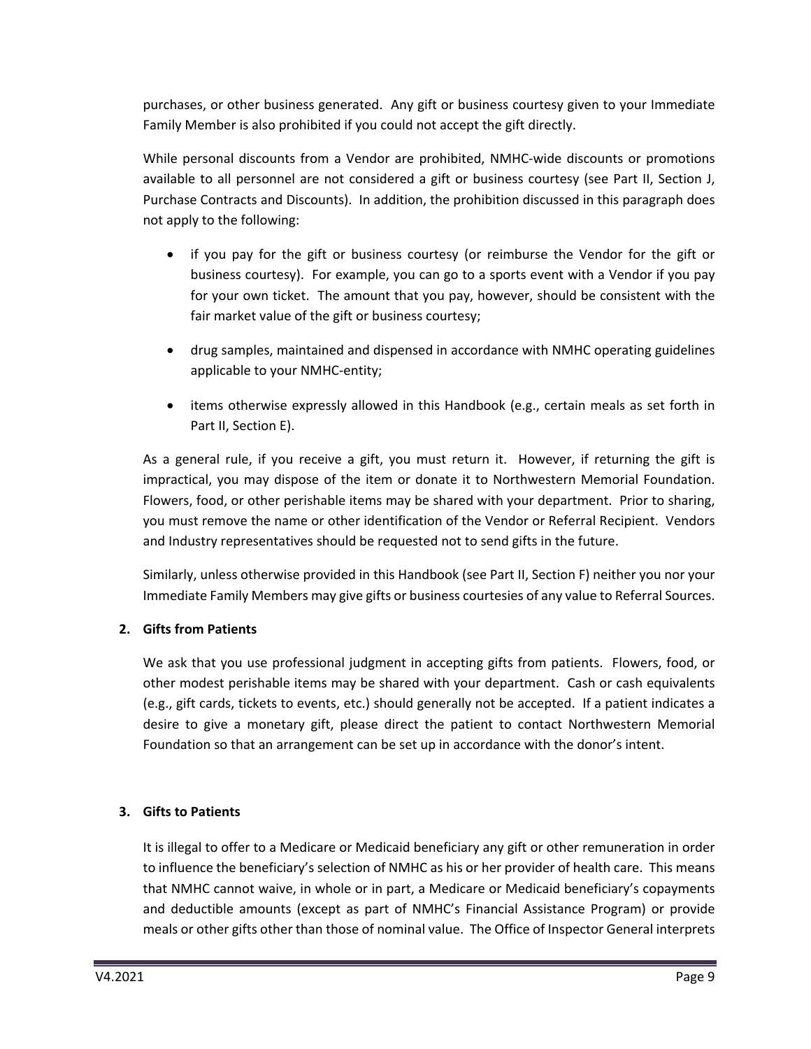purchases, or other business generated. Any gift or business courtesy given to your Immediate Family Member is also prohibited if you could not accept the gift directly.

While personal discounts from a Vendor are prohibited, NMHC-wide discounts or promotions available to all personnel are not considered a gift or business courtesy (see Part II, Section J, Purchase Contracts and Discounts). In addition, the prohibition discussed in this paragraph does not apply to the following:

- if you pay for the gift or business courtesy (or reimburse the Vendor for the gift or business courtesy). For example, you can go to a sports event with a Vendor if you pay for your own ticket. The amount that you pay, however, should be consistent with the fair market value of the gift or business courtesy;
- drug samples, maintained and dispensed in accordance with NMHC operating guidelines applicable to your NMHC-entity;
- items otherwise expressly allowed in this Handbook (e.g., certain meals as set forth in Part II, Section E).

As a general rule, if you receive a gift, you must return it. However, if returning the gift is impractical, you may dispose of the item or donate it to Northwestern Memorial Foundation. Flowers, food, or other perishable items may be shared with your department. Prior to sharing, you must remove the name or other identification of the Vendor or Referral Recipient. Vendors and Industry representatives should be requested not to send gifts in the future.

Similarly, unless otherwise provided in this Handbook (see Part II, Section F) neither you nor your Immediate Family Members may give gifts or business courtesies of any value to Referral Sources.

### 2. Gifts from Patients

We ask that you use professional judgment in accepting gifts from patients. Flowers, food, or other modest perishable items may be shared with your department. Cash or cash equivalents (e.g., gift cards, tickets to events, etc.) should generally not be accepted. If a patient indicates a desire to give a monetary gift, please direct the patient to contact Northwestern Memorial Foundation so that an arrangement can be set up in accordance with the donor's intent.

### 3. Gifts to Patients

It is illegal to offer to a Medicare or Medicaid beneficiary any gift or other remuneration in order to influence the beneficiary's selection of NMHC as his or her provider of health care. This means that NMHC cannot waive, in whole or in part, a Medicare or Medicaid beneficiary's copayments and deductible amounts (except as part of NMHC's Financial Assistance Program) or provide meals or other gifts other than those of nominal value. The Office of Inspector General interprets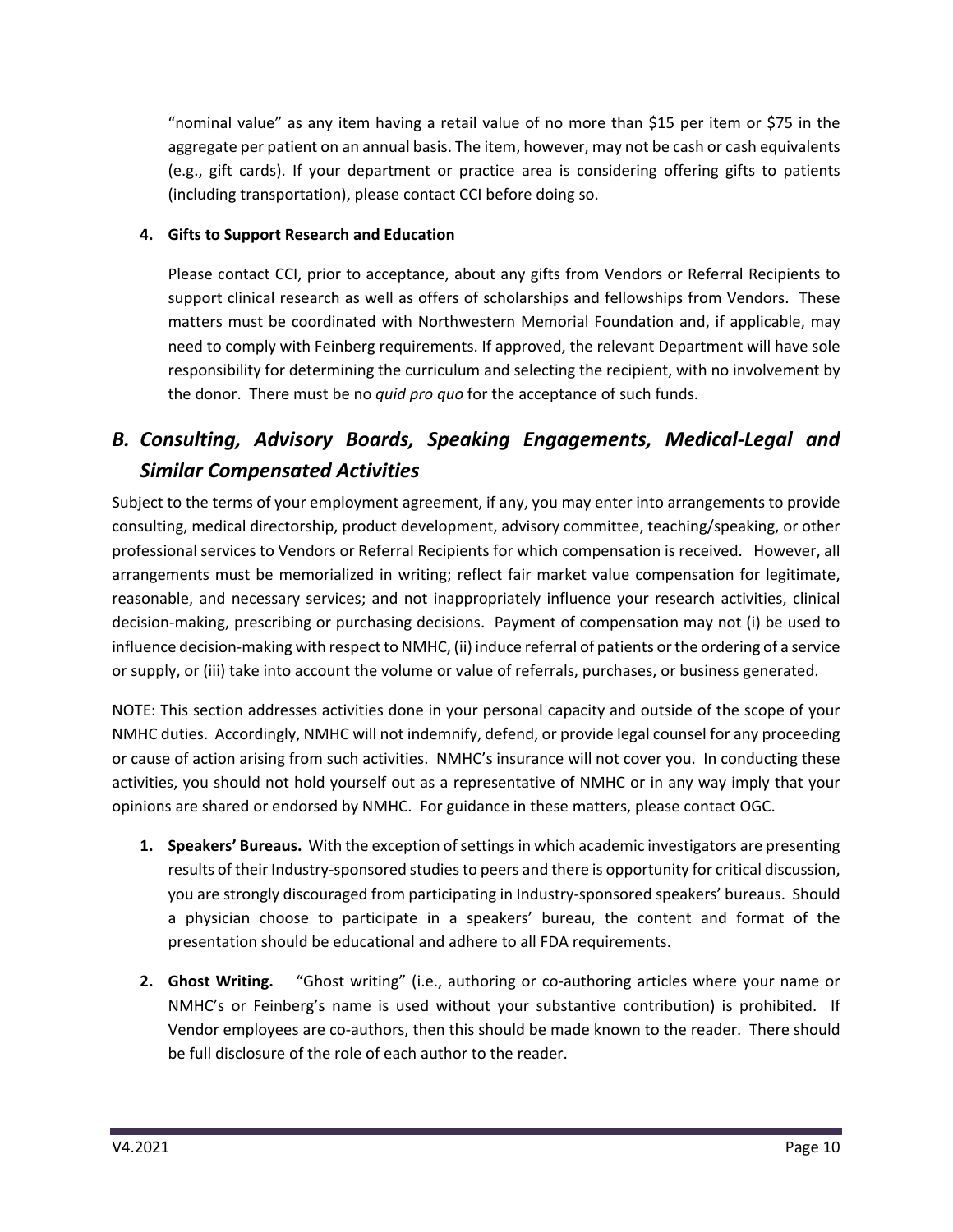"nominal value" as any item having a retail value of no more than $15 per item or $75 in the aggregate per patient on an annual basis. The item, however, may not be cash or cash equivalents (e.g., gift cards). If your department or practice area is considering offering gifts to patients (including transportation), please contact CCI before doing so.

**4. Gifts to Support Research and Education**

Please contact CCI, prior to acceptance, about any gifts from Vendors or Referral Recipients to support clinical research as well as offers of scholarships and fellowships from Vendors. These matters must be coordinated with Northwestern Memorial Foundation and, if applicable, may need to comply with Feinberg requirements. If approved, the relevant Department will have sole responsibility for determining the curriculum and selecting the recipient, with no involvement by the donor. There must be no *quid pro quo* for the acceptance of such funds.

## *B. Consulting, Advisory Boards, Speaking Engagements, Medical-Legal and Similar Compensated Activities*

Subject to the terms of your employment agreement, if any, you may enter into arrangements to provide consulting, medical directorship, product development, advisory committee, teaching/speaking, or other professional services to Vendors or Referral Recipients for which compensation is received. However, all arrangements must be memorialized in writing; reflect fair market value compensation for legitimate, reasonable, and necessary services; and not inappropriately influence your research activities, clinical decision-making, prescribing or purchasing decisions. Payment of compensation may not (i) be used to influence decision-making with respect to NMHC, (ii) induce referral of patients or the ordering of a service or supply, or (iii) take into account the volume or value of referrals, purchases, or business generated.

NOTE: This section addresses activities done in your personal capacity and outside of the scope of your NMHC duties. Accordingly, NMHC will not indemnify, defend, or provide legal counsel for any proceeding or cause of action arising from such activities. NMHC's insurance will not cover you. In conducting these activities, you should not hold yourself out as a representative of NMHC or in any way imply that your opinions are shared or endorsed by NMHC. For guidance in these matters, please contact OGC.

1. **Speakers' Bureaus.** With the exception of settings in which academic investigators are presenting results of their Industry-sponsored studies to peers and there is opportunity for critical discussion, you are strongly discouraged from participating in Industry-sponsored speakers' bureaus. Should a physician choose to participate in a speakers' bureau, the content and format of the presentation should be educational and adhere to all FDA requirements.

2. **Ghost Writing.** "Ghost writing" (i.e., authoring or co-authoring articles where your name or NMHC's or Feinberg's name is used without your substantive contribution) is prohibited. If Vendor employees are co-authors, then this should be made known to the reader. There should be full disclosure of the role of each author to the reader.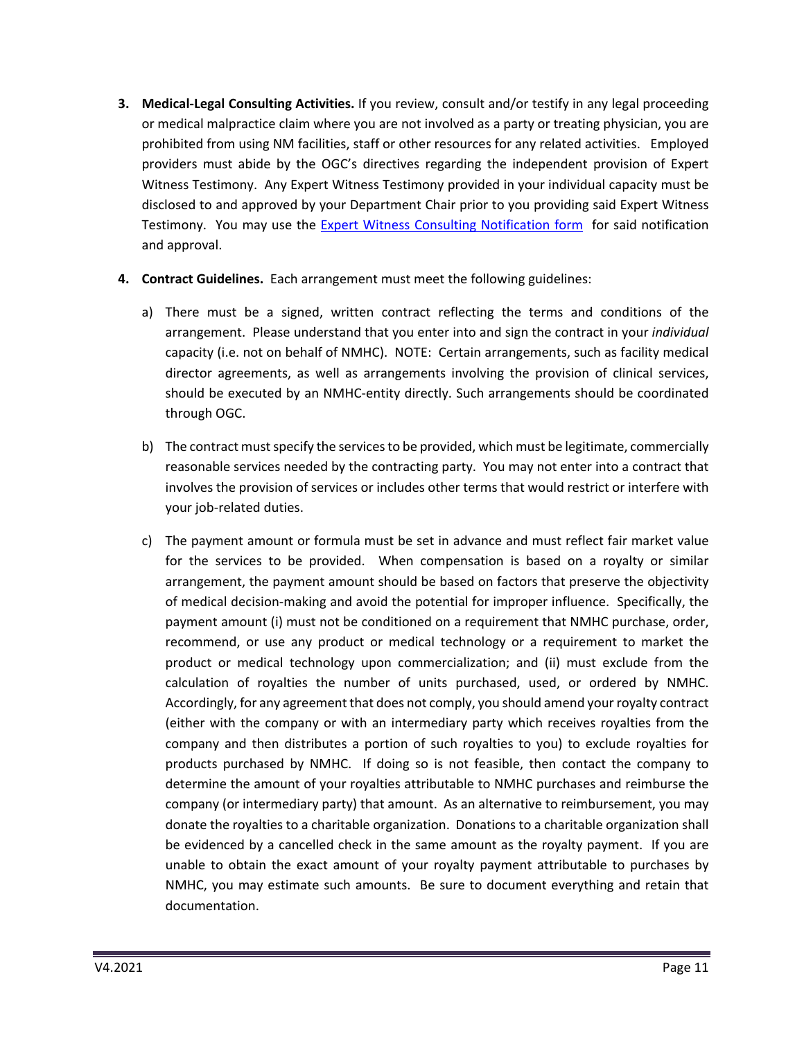3. **Medical-Legal Consulting Activities.** If you review, consult and/or testify in any legal proceeding or medical malpractice claim where you are not involved as a party or treating physician, you are prohibited from using NM facilities, staff or other resources for any related activities. Employed providers must abide by the OGC's directives regarding the independent provision of Expert Witness Testimony. Any Expert Witness Testimony provided in your individual capacity must be disclosed to and approved by your Department Chair prior to you providing said Expert Witness Testimony. You may use the Expert Witness Consulting Notification form for said notification and approval.

4. **Contract Guidelines.** Each arrangement must meet the following guidelines:

   a) There must be a signed, written contract reflecting the terms and conditions of the arrangement. Please understand that you enter into and sign the contract in your *individual* capacity (i.e. not on behalf of NMHC). NOTE: Certain arrangements, such as facility medical director agreements, as well as arrangements involving the provision of clinical services, should be executed by an NMHC-entity directly. Such arrangements should be coordinated through OGC.

   b) The contract must specify the services to be provided, which must be legitimate, commercially reasonable services needed by the contracting party. You may not enter into a contract that involves the provision of services or includes other terms that would restrict or interfere with your job-related duties.

   c) The payment amount or formula must be set in advance and must reflect fair market value for the services to be provided. When compensation is based on a royalty or similar arrangement, the payment amount should be based on factors that preserve the objectivity of medical decision-making and avoid the potential for improper influence. Specifically, the payment amount (i) must not be conditioned on a requirement that NMHC purchase, order, recommend, or use any product or medical technology or a requirement to market the product or medical technology upon commercialization; and (ii) must exclude from the calculation of royalties the number of units purchased, used, or ordered by NMHC. Accordingly, for any agreement that does not comply, you should amend your royalty contract (either with the company or with an intermediary party which receives royalties from the company and then distributes a portion of such royalties to you) to exclude royalties for products purchased by NMHC. If doing so is not feasible, then contact the company to determine the amount of your royalties attributable to NMHC purchases and reimburse the company (or intermediary party) that amount. As an alternative to reimbursement, you may donate the royalties to a charitable organization. Donations to a charitable organization shall be evidenced by a cancelled check in the same amount as the royalty payment. If you are unable to obtain the exact amount of your royalty payment attributable to purchases by NMHC, you may estimate such amounts. Be sure to document everything and retain that documentation.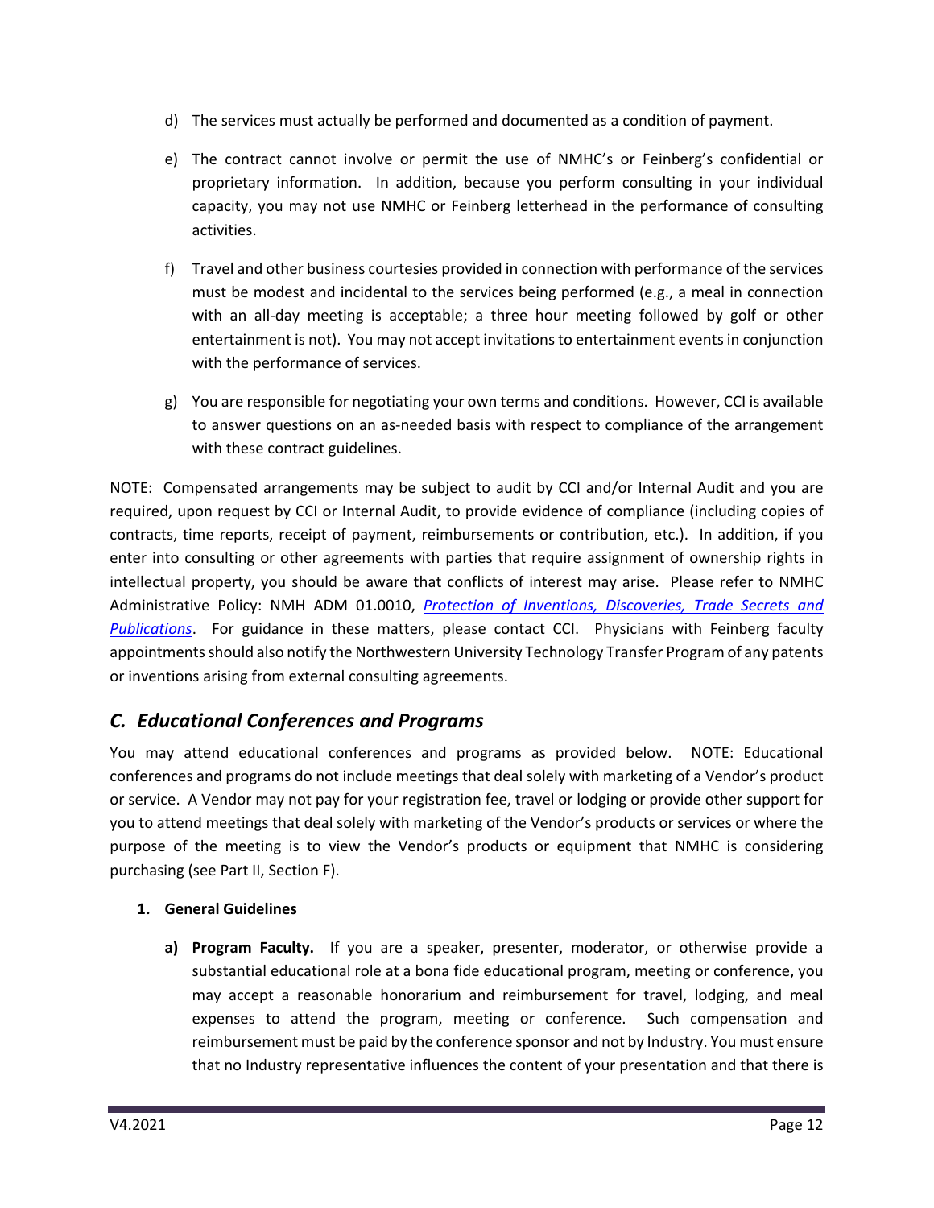d) The services must actually be performed and documented as a condition of payment.

e) The contract cannot involve or permit the use of NMHC's or Feinberg's confidential or proprietary information. In addition, because you perform consulting in your individual capacity, you may not use NMHC or Feinberg letterhead in the performance of consulting activities.

f) Travel and other business courtesies provided in connection with performance of the services must be modest and incidental to the services being performed (e.g., a meal in connection with an all-day meeting is acceptable; a three hour meeting followed by golf or other entertainment is not). You may not accept invitations to entertainment events in conjunction with the performance of services.

g) You are responsible for negotiating your own terms and conditions. However, CCI is available to answer questions on an as-needed basis with respect to compliance of the arrangement with these contract guidelines.

NOTE: Compensated arrangements may be subject to audit by CCI and/or Internal Audit and you are required, upon request by CCI or Internal Audit, to provide evidence of compliance (including copies of contracts, time reports, receipt of payment, reimbursements or contribution, etc.). In addition, if you enter into consulting or other agreements with parties that require assignment of ownership rights in intellectual property, you should be aware that conflicts of interest may arise. Please refer to NMHC Administrative Policy: NMH ADM 01.0010, *Protection of Inventions, Discoveries, Trade Secrets and Publications*. For guidance in these matters, please contact CCI. Physicians with Feinberg faculty appointments should also notify the Northwestern University Technology Transfer Program of any patents or inventions arising from external consulting agreements.

## *C. Educational Conferences and Programs*

You may attend educational conferences and programs as provided below. NOTE: Educational conferences and programs do not include meetings that deal solely with marketing of a Vendor's product or service. A Vendor may not pay for your registration fee, travel or lodging or provide other support for you to attend meetings that deal solely with marketing of the Vendor's products or services or where the purpose of the meeting is to view the Vendor's products or equipment that NMHC is considering purchasing (see Part II, Section F).

**1. General Guidelines**

**a) Program Faculty.** If you are a speaker, presenter, moderator, or otherwise provide a substantial educational role at a bona fide educational program, meeting or conference, you may accept a reasonable honorarium and reimbursement for travel, lodging, and meal expenses to attend the program, meeting or conference. Such compensation and reimbursement must be paid by the conference sponsor and not by Industry. You must ensure that no Industry representative influences the content of your presentation and that there is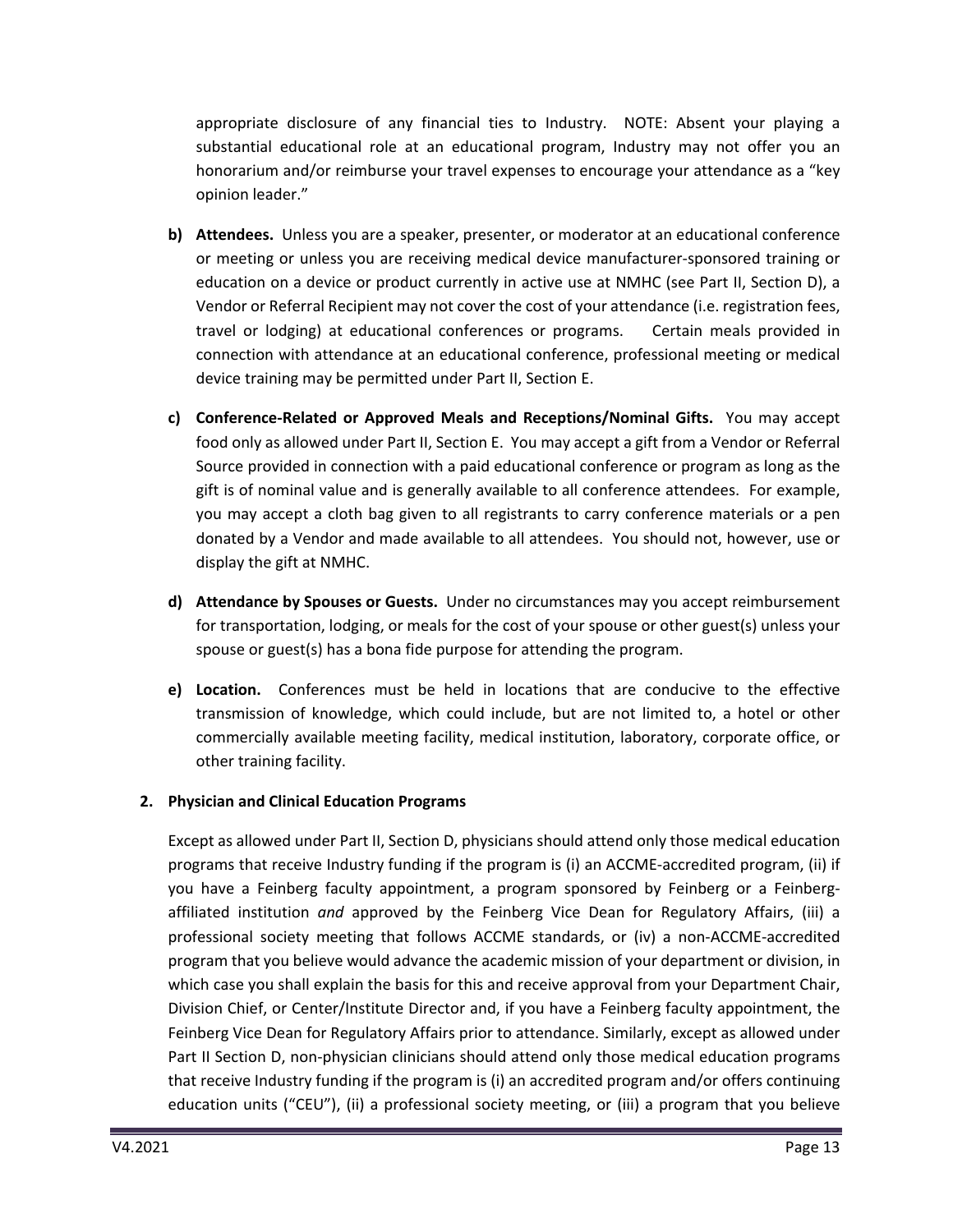appropriate disclosure of any financial ties to Industry. NOTE: Absent your playing a substantial educational role at an educational program, Industry may not offer you an honorarium and/or reimburse your travel expenses to encourage your attendance as a "key opinion leader."

**b) Attendees.** Unless you are a speaker, presenter, or moderator at an educational conference or meeting or unless you are receiving medical device manufacturer-sponsored training or education on a device or product currently in active use at NMHC (see Part II, Section D), a Vendor or Referral Recipient may not cover the cost of your attendance (i.e. registration fees, travel or lodging) at educational conferences or programs. Certain meals provided in connection with attendance at an educational conference, professional meeting or medical device training may be permitted under Part II, Section E.

**c) Conference-Related or Approved Meals and Receptions/Nominal Gifts.** You may accept food only as allowed under Part II, Section E. You may accept a gift from a Vendor or Referral Source provided in connection with a paid educational conference or program as long as the gift is of nominal value and is generally available to all conference attendees. For example, you may accept a cloth bag given to all registrants to carry conference materials or a pen donated by a Vendor and made available to all attendees. You should not, however, use or display the gift at NMHC.

**d) Attendance by Spouses or Guests.** Under no circumstances may you accept reimbursement for transportation, lodging, or meals for the cost of your spouse or other guest(s) unless your spouse or guest(s) has a bona fide purpose for attending the program.

**e) Location.** Conferences must be held in locations that are conducive to the effective transmission of knowledge, which could include, but are not limited to, a hotel or other commercially available meeting facility, medical institution, laboratory, corporate office, or other training facility.

**2. Physician and Clinical Education Programs**

Except as allowed under Part II, Section D, physicians should attend only those medical education programs that receive Industry funding if the program is (i) an ACCME-accredited program, (ii) if you have a Feinberg faculty appointment, a program sponsored by Feinberg or a Feinberg-affiliated institution *and* approved by the Feinberg Vice Dean for Regulatory Affairs, (iii) a professional society meeting that follows ACCME standards, or (iv) a non-ACCME-accredited program that you believe would advance the academic mission of your department or division, in which case you shall explain the basis for this and receive approval from your Department Chair, Division Chief, or Center/Institute Director and, if you have a Feinberg faculty appointment, the Feinberg Vice Dean for Regulatory Affairs prior to attendance. Similarly, except as allowed under Part II Section D, non-physician clinicians should attend only those medical education programs that receive Industry funding if the program is (i) an accredited program and/or offers continuing education units ("CEU"), (ii) a professional society meeting, or (iii) a program that you believe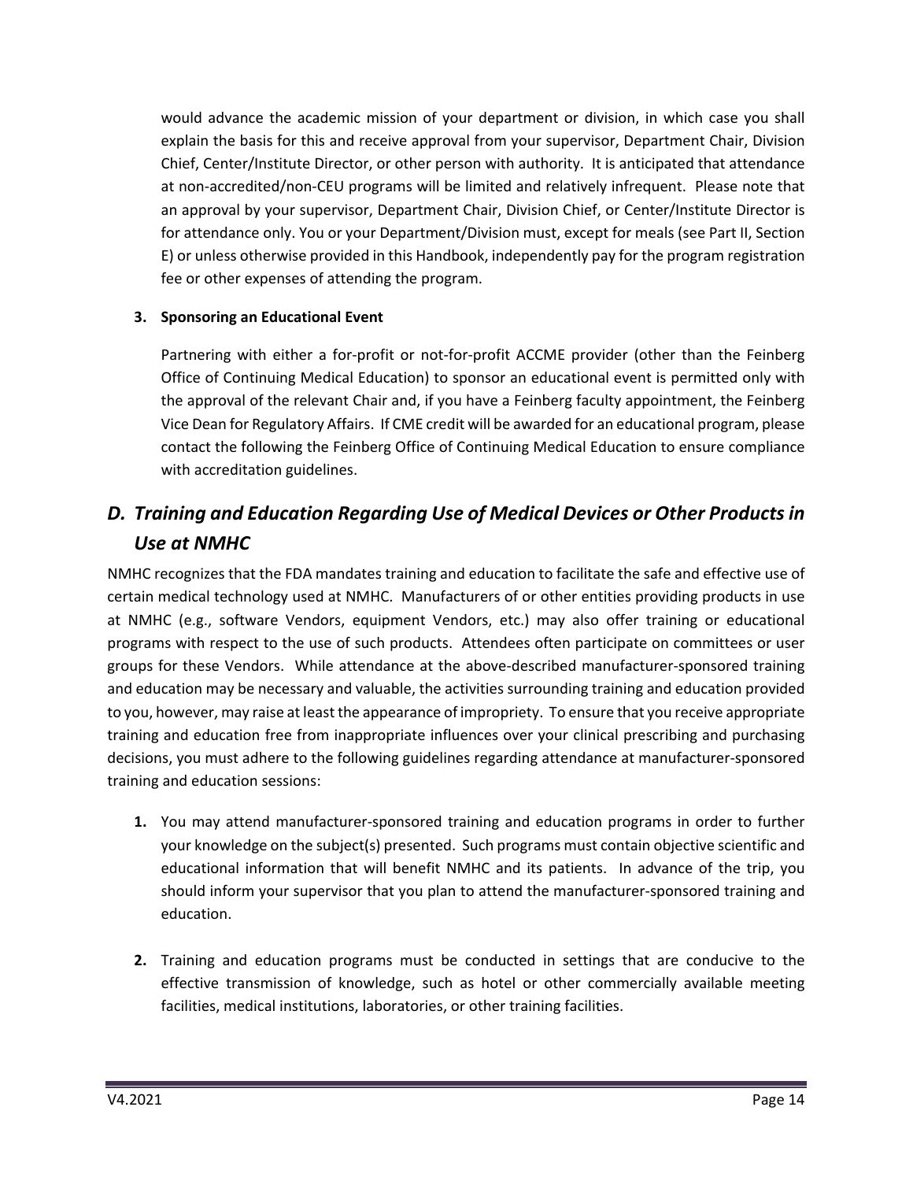would advance the academic mission of your department or division, in which case you shall explain the basis for this and receive approval from your supervisor, Department Chair, Division Chief, Center/Institute Director, or other person with authority. It is anticipated that attendance at non-accredited/non-CEU programs will be limited and relatively infrequent. Please note that an approval by your supervisor, Department Chair, Division Chief, or Center/Institute Director is for attendance only. You or your Department/Division must, except for meals (see Part II, Section E) or unless otherwise provided in this Handbook, independently pay for the program registration fee or other expenses of attending the program.

**3. Sponsoring an Educational Event**

Partnering with either a for-profit or not-for-profit ACCME provider (other than the Feinberg Office of Continuing Medical Education) to sponsor an educational event is permitted only with the approval of the relevant Chair and, if you have a Feinberg faculty appointment, the Feinberg Vice Dean for Regulatory Affairs. If CME credit will be awarded for an educational program, please contact the following the Feinberg Office of Continuing Medical Education to ensure compliance with accreditation guidelines.

## *D. Training and Education Regarding Use of Medical Devices or Other Products in Use at NMHC*

NMHC recognizes that the FDA mandates training and education to facilitate the safe and effective use of certain medical technology used at NMHC. Manufacturers of or other entities providing products in use at NMHC (e.g., software Vendors, equipment Vendors, etc.) may also offer training or educational programs with respect to the use of such products. Attendees often participate on committees or user groups for these Vendors. While attendance at the above-described manufacturer-sponsored training and education may be necessary and valuable, the activities surrounding training and education provided to you, however, may raise at least the appearance of impropriety. To ensure that you receive appropriate training and education free from inappropriate influences over your clinical prescribing and purchasing decisions, you must adhere to the following guidelines regarding attendance at manufacturer-sponsored training and education sessions:

1. You may attend manufacturer-sponsored training and education programs in order to further your knowledge on the subject(s) presented. Such programs must contain objective scientific and educational information that will benefit NMHC and its patients. In advance of the trip, you should inform your supervisor that you plan to attend the manufacturer-sponsored training and education.

2. Training and education programs must be conducted in settings that are conducive to the effective transmission of knowledge, such as hotel or other commercially available meeting facilities, medical institutions, laboratories, or other training facilities.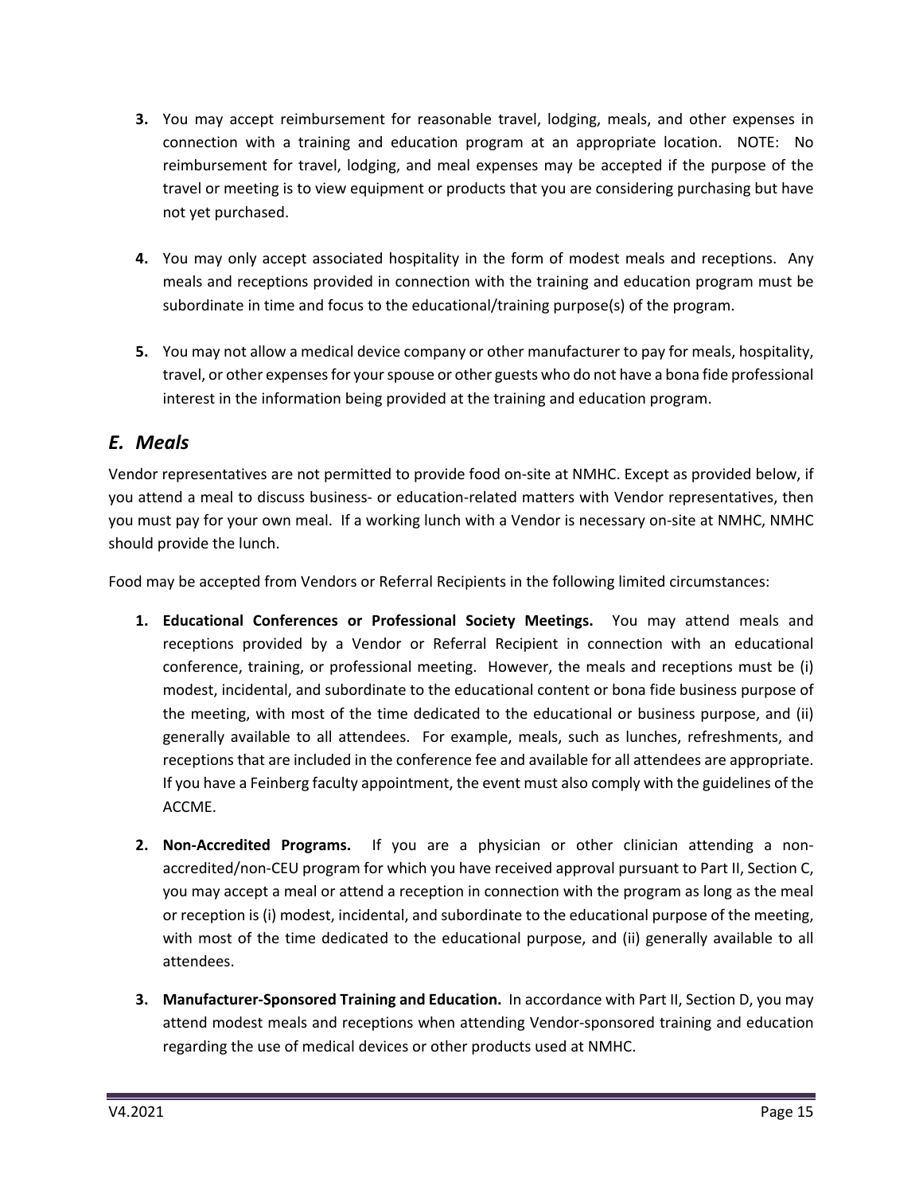3. You may accept reimbursement for reasonable travel, lodging, meals, and other expenses in connection with a training and education program at an appropriate location. NOTE: No reimbursement for travel, lodging, and meal expenses may be accepted if the purpose of the travel or meeting is to view equipment or products that you are considering purchasing but have not yet purchased.

4. You may only accept associated hospitality in the form of modest meals and receptions. Any meals and receptions provided in connection with the training and education program must be subordinate in time and focus to the educational/training purpose(s) of the program.

5. You may not allow a medical device company or other manufacturer to pay for meals, hospitality, travel, or other expenses for your spouse or other guests who do not have a bona fide professional interest in the information being provided at the training and education program.

## *E. Meals*

Vendor representatives are not permitted to provide food on-site at NMHC. Except as provided below, if you attend a meal to discuss business- or education-related matters with Vendor representatives, then you must pay for your own meal. If a working lunch with a Vendor is necessary on-site at NMHC, NMHC should provide the lunch.

Food may be accepted from Vendors or Referral Recipients in the following limited circumstances:

1. **Educational Conferences or Professional Society Meetings.** You may attend meals and receptions provided by a Vendor or Referral Recipient in connection with an educational conference, training, or professional meeting. However, the meals and receptions must be (i) modest, incidental, and subordinate to the educational content or bona fide business purpose of the meeting, with most of the time dedicated to the educational or business purpose, and (ii) generally available to all attendees. For example, meals, such as lunches, refreshments, and receptions that are included in the conference fee and available for all attendees are appropriate. If you have a Feinberg faculty appointment, the event must also comply with the guidelines of the ACCME.

2. **Non-Accredited Programs.** If you are a physician or other clinician attending a non-accredited/non-CEU program for which you have received approval pursuant to Part II, Section C, you may accept a meal or attend a reception in connection with the program as long as the meal or reception is (i) modest, incidental, and subordinate to the educational purpose of the meeting, with most of the time dedicated to the educational purpose, and (ii) generally available to all attendees.

3. **Manufacturer-Sponsored Training and Education.** In accordance with Part II, Section D, you may attend modest meals and receptions when attending Vendor-sponsored training and education regarding the use of medical devices or other products used at NMHC.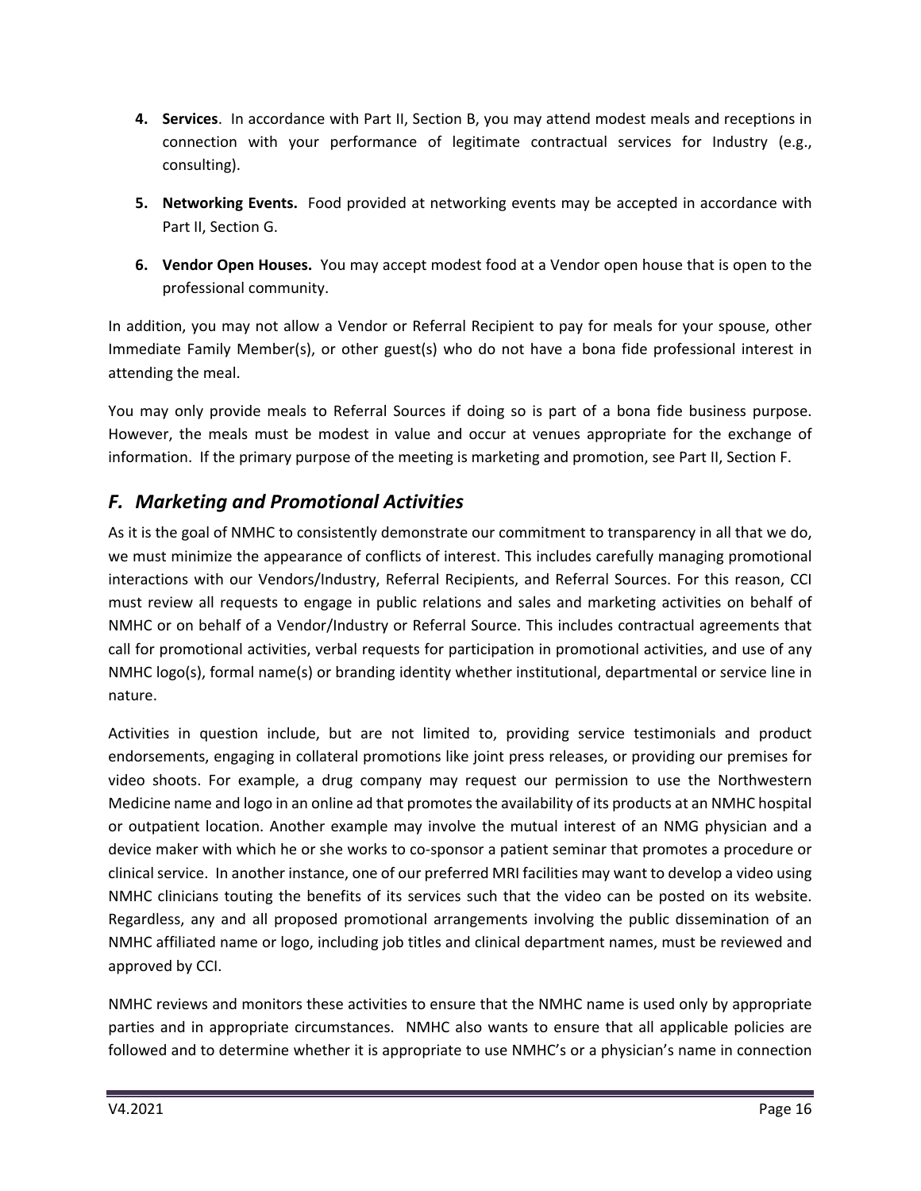4. **Services**. In accordance with Part II, Section B, you may attend modest meals and receptions in connection with your performance of legitimate contractual services for Industry (e.g., consulting).

5. **Networking Events.** Food provided at networking events may be accepted in accordance with Part II, Section G.

6. **Vendor Open Houses.** You may accept modest food at a Vendor open house that is open to the professional community.

In addition, you may not allow a Vendor or Referral Recipient to pay for meals for your spouse, other Immediate Family Member(s), or other guest(s) who do not have a bona fide professional interest in attending the meal.

You may only provide meals to Referral Sources if doing so is part of a bona fide business purpose. However, the meals must be modest in value and occur at venues appropriate for the exchange of information. If the primary purpose of the meeting is marketing and promotion, see Part II, Section F.

## *F. Marketing and Promotional Activities*

As it is the goal of NMHC to consistently demonstrate our commitment to transparency in all that we do, we must minimize the appearance of conflicts of interest. This includes carefully managing promotional interactions with our Vendors/Industry, Referral Recipients, and Referral Sources. For this reason, CCI must review all requests to engage in public relations and sales and marketing activities on behalf of NMHC or on behalf of a Vendor/Industry or Referral Source. This includes contractual agreements that call for promotional activities, verbal requests for participation in promotional activities, and use of any NMHC logo(s), formal name(s) or branding identity whether institutional, departmental or service line in nature.

Activities in question include, but are not limited to, providing service testimonials and product endorsements, engaging in collateral promotions like joint press releases, or providing our premises for video shoots. For example, a drug company may request our permission to use the Northwestern Medicine name and logo in an online ad that promotes the availability of its products at an NMHC hospital or outpatient location. Another example may involve the mutual interest of an NMG physician and a device maker with which he or she works to co-sponsor a patient seminar that promotes a procedure or clinical service. In another instance, one of our preferred MRI facilities may want to develop a video using NMHC clinicians touting the benefits of its services such that the video can be posted on its website. Regardless, any and all proposed promotional arrangements involving the public dissemination of an NMHC affiliated name or logo, including job titles and clinical department names, must be reviewed and approved by CCI.

NMHC reviews and monitors these activities to ensure that the NMHC name is used only by appropriate parties and in appropriate circumstances. NMHC also wants to ensure that all applicable policies are followed and to determine whether it is appropriate to use NMHC's or a physician's name in connection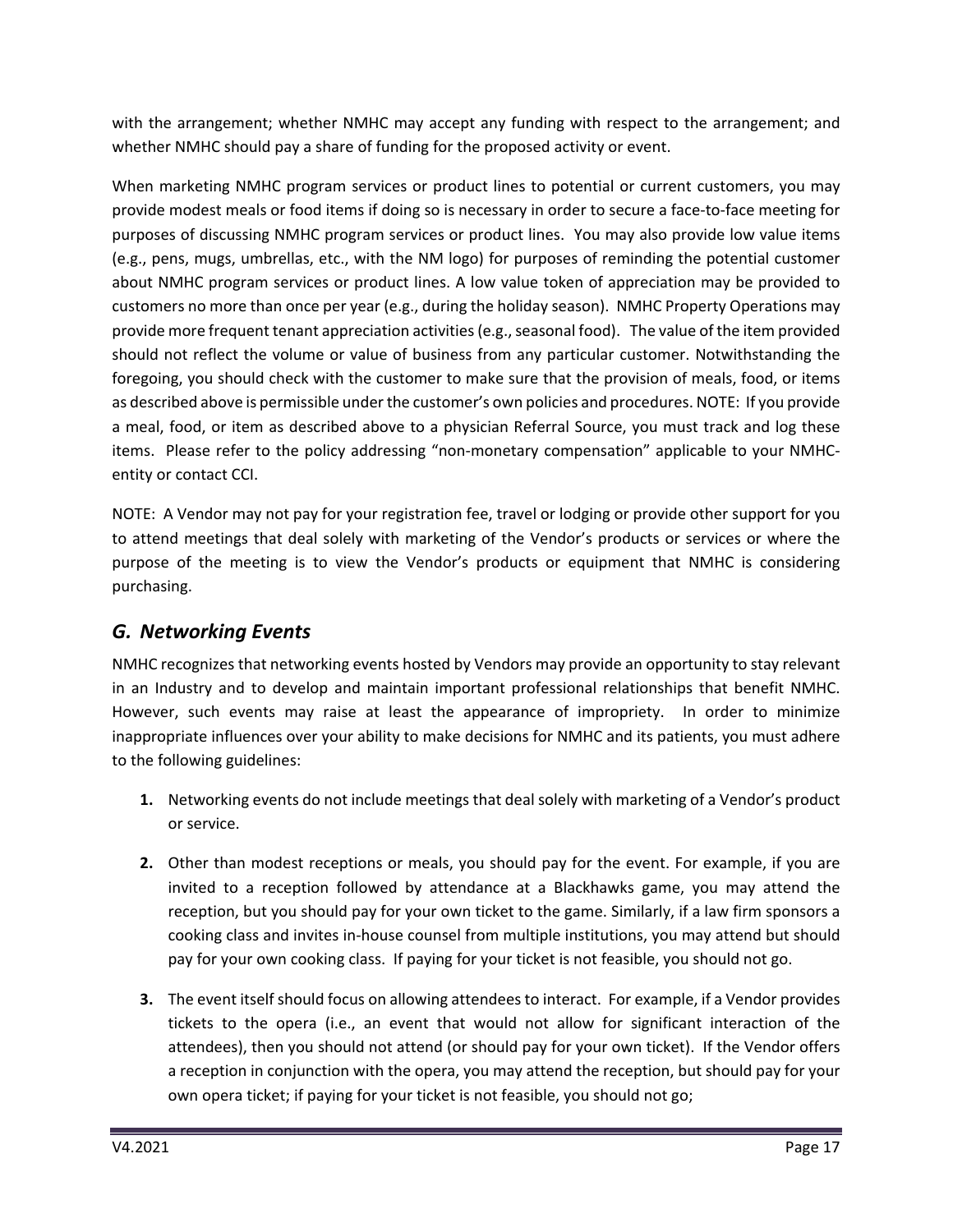with the arrangement; whether NMHC may accept any funding with respect to the arrangement; and whether NMHC should pay a share of funding for the proposed activity or event.

When marketing NMHC program services or product lines to potential or current customers, you may provide modest meals or food items if doing so is necessary in order to secure a face-to-face meeting for purposes of discussing NMHC program services or product lines. You may also provide low value items (e.g., pens, mugs, umbrellas, etc., with the NM logo) for purposes of reminding the potential customer about NMHC program services or product lines. A low value token of appreciation may be provided to customers no more than once per year (e.g., during the holiday season). NMHC Property Operations may provide more frequent tenant appreciation activities (e.g., seasonal food). The value of the item provided should not reflect the volume or value of business from any particular customer. Notwithstanding the foregoing, you should check with the customer to make sure that the provision of meals, food, or items as described above is permissible under the customer's own policies and procedures. NOTE: If you provide a meal, food, or item as described above to a physician Referral Source, you must track and log these items. Please refer to the policy addressing "non-monetary compensation" applicable to your NMHC-entity or contact CCI.

NOTE: A Vendor may not pay for your registration fee, travel or lodging or provide other support for you to attend meetings that deal solely with marketing of the Vendor's products or services or where the purpose of the meeting is to view the Vendor's products or equipment that NMHC is considering purchasing.

## *G. Networking Events*

NMHC recognizes that networking events hosted by Vendors may provide an opportunity to stay relevant in an Industry and to develop and maintain important professional relationships that benefit NMHC. However, such events may raise at least the appearance of impropriety. In order to minimize inappropriate influences over your ability to make decisions for NMHC and its patients, you must adhere to the following guidelines:

1. Networking events do not include meetings that deal solely with marketing of a Vendor's product or service.

2. Other than modest receptions or meals, you should pay for the event. For example, if you are invited to a reception followed by attendance at a Blackhawks game, you may attend the reception, but you should pay for your own ticket to the game. Similarly, if a law firm sponsors a cooking class and invites in-house counsel from multiple institutions, you may attend but should pay for your own cooking class. If paying for your ticket is not feasible, you should not go.

3. The event itself should focus on allowing attendees to interact. For example, if a Vendor provides tickets to the opera (i.e., an event that would not allow for significant interaction of the attendees), then you should not attend (or should pay for your own ticket). If the Vendor offers a reception in conjunction with the opera, you may attend the reception, but should pay for your own opera ticket; if paying for your ticket is not feasible, you should not go;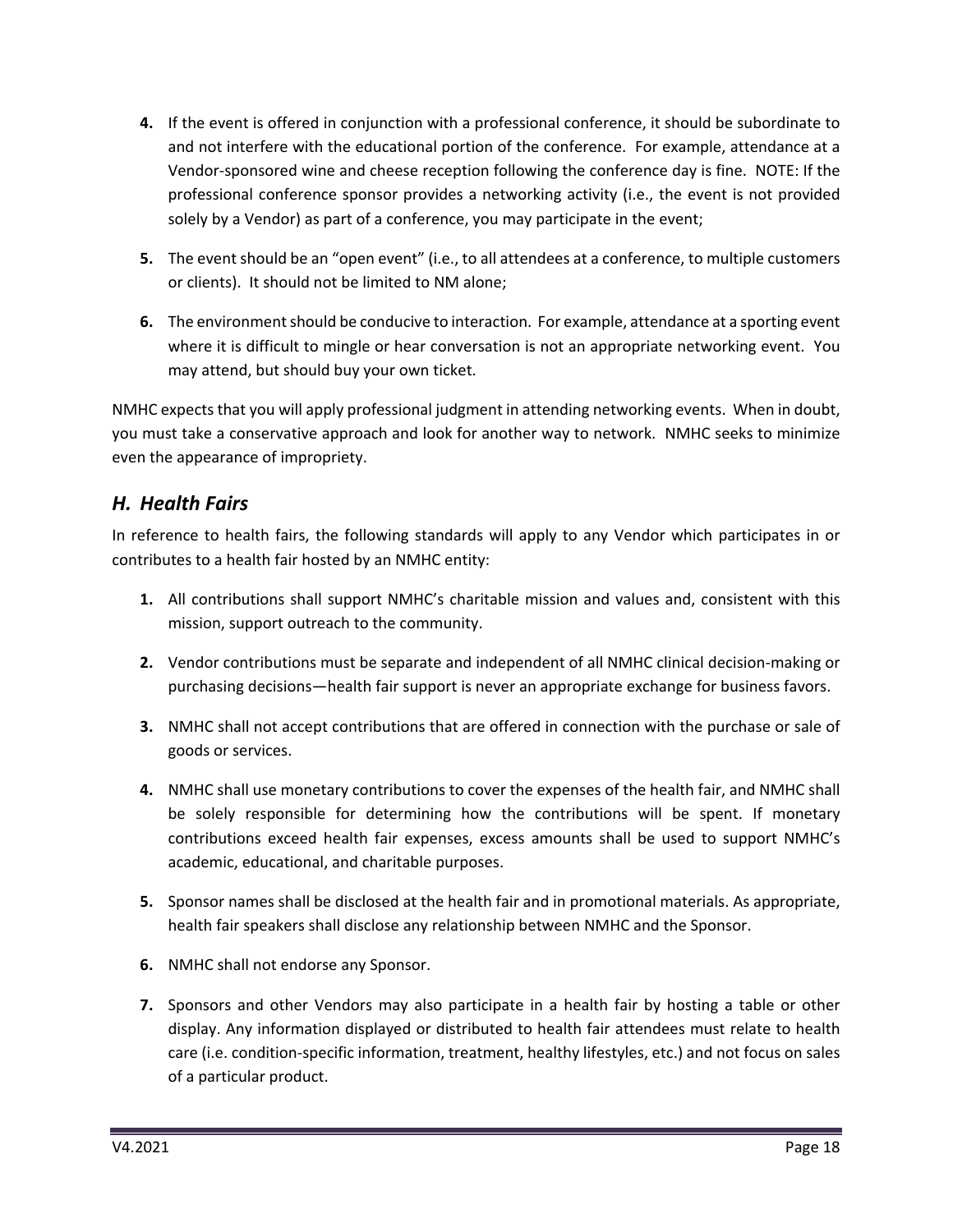4. If the event is offered in conjunction with a professional conference, it should be subordinate to and not interfere with the educational portion of the conference. For example, attendance at a Vendor-sponsored wine and cheese reception following the conference day is fine. NOTE: If the professional conference sponsor provides a networking activity (i.e., the event is not provided solely by a Vendor) as part of a conference, you may participate in the event;

5. The event should be an "open event" (i.e., to all attendees at a conference, to multiple customers or clients). It should not be limited to NM alone;

6. The environment should be conducive to interaction. For example, attendance at a sporting event where it is difficult to mingle or hear conversation is not an appropriate networking event. You may attend, but should buy your own ticket.

NMHC expects that you will apply professional judgment in attending networking events. When in doubt, you must take a conservative approach and look for another way to network. NMHC seeks to minimize even the appearance of impropriety.

## *H. Health Fairs*

In reference to health fairs, the following standards will apply to any Vendor which participates in or contributes to a health fair hosted by an NMHC entity:

1. All contributions shall support NMHC's charitable mission and values and, consistent with this mission, support outreach to the community.

2. Vendor contributions must be separate and independent of all NMHC clinical decision-making or purchasing decisions—health fair support is never an appropriate exchange for business favors.

3. NMHC shall not accept contributions that are offered in connection with the purchase or sale of goods or services.

4. NMHC shall use monetary contributions to cover the expenses of the health fair, and NMHC shall be solely responsible for determining how the contributions will be spent. If monetary contributions exceed health fair expenses, excess amounts shall be used to support NMHC's academic, educational, and charitable purposes.

5. Sponsor names shall be disclosed at the health fair and in promotional materials. As appropriate, health fair speakers shall disclose any relationship between NMHC and the Sponsor.

6. NMHC shall not endorse any Sponsor.

7. Sponsors and other Vendors may also participate in a health fair by hosting a table or other display. Any information displayed or distributed to health fair attendees must relate to health care (i.e. condition-specific information, treatment, healthy lifestyles, etc.) and not focus on sales of a particular product.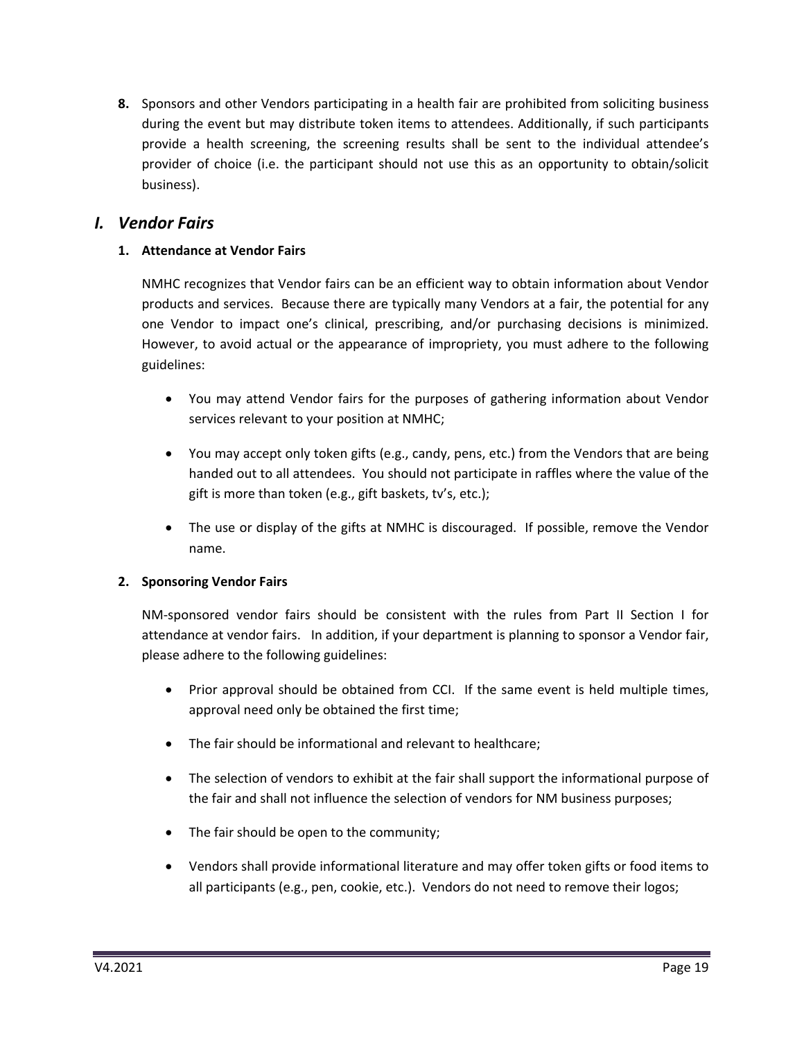8. Sponsors and other Vendors participating in a health fair are prohibited from soliciting business during the event but may distribute token items to attendees. Additionally, if such participants provide a health screening, the screening results shall be sent to the individual attendee's provider of choice (i.e. the participant should not use this as an opportunity to obtain/solicit business).

## *I. Vendor Fairs*

### 1. Attendance at Vendor Fairs

NMHC recognizes that Vendor fairs can be an efficient way to obtain information about Vendor products and services. Because there are typically many Vendors at a fair, the potential for any one Vendor to impact one's clinical, prescribing, and/or purchasing decisions is minimized. However, to avoid actual or the appearance of impropriety, you must adhere to the following guidelines:

- You may attend Vendor fairs for the purposes of gathering information about Vendor services relevant to your position at NMHC;
- You may accept only token gifts (e.g., candy, pens, etc.) from the Vendors that are being handed out to all attendees. You should not participate in raffles where the value of the gift is more than token (e.g., gift baskets, tv's, etc.);
- The use or display of the gifts at NMHC is discouraged. If possible, remove the Vendor name.

### 2. Sponsoring Vendor Fairs

NM-sponsored vendor fairs should be consistent with the rules from Part II Section I for attendance at vendor fairs. In addition, if your department is planning to sponsor a Vendor fair, please adhere to the following guidelines:

- Prior approval should be obtained from CCI. If the same event is held multiple times, approval need only be obtained the first time;
- The fair should be informational and relevant to healthcare;
- The selection of vendors to exhibit at the fair shall support the informational purpose of the fair and shall not influence the selection of vendors for NM business purposes;
- The fair should be open to the community;
- Vendors shall provide informational literature and may offer token gifts or food items to all participants (e.g., pen, cookie, etc.). Vendors do not need to remove their logos;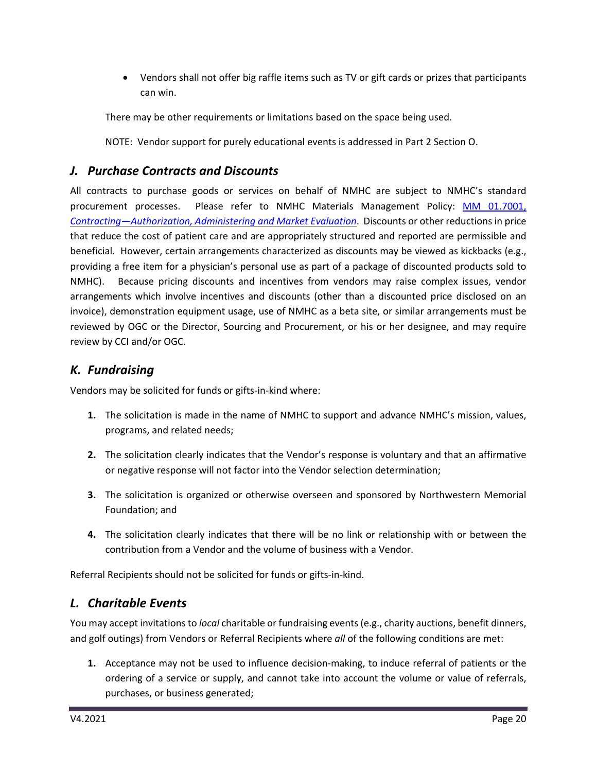- Vendors shall not offer big raffle items such as TV or gift cards or prizes that participants can win.

There may be other requirements or limitations based on the space being used.

NOTE: Vendor support for purely educational events is addressed in Part 2 Section O.

## *J. Purchase Contracts and Discounts*

All contracts to purchase goods or services on behalf of NMHC are subject to NMHC's standard procurement processes. Please refer to NMHC Materials Management Policy: MM 01.7001, *Contracting—Authorization, Administering and Market Evaluation*. Discounts or other reductions in price that reduce the cost of patient care and are appropriately structured and reported are permissible and beneficial. However, certain arrangements characterized as discounts may be viewed as kickbacks (e.g., providing a free item for a physician's personal use as part of a package of discounted products sold to NMHC). Because pricing discounts and incentives from vendors may raise complex issues, vendor arrangements which involve incentives and discounts (other than a discounted price disclosed on an invoice), demonstration equipment usage, use of NMHC as a beta site, or similar arrangements must be reviewed by OGC or the Director, Sourcing and Procurement, or his or her designee, and may require review by CCI and/or OGC.

## *K. Fundraising*

Vendors may be solicited for funds or gifts-in-kind where:

1. The solicitation is made in the name of NMHC to support and advance NMHC's mission, values, programs, and related needs;

2. The solicitation clearly indicates that the Vendor's response is voluntary and that an affirmative or negative response will not factor into the Vendor selection determination;

3. The solicitation is organized or otherwise overseen and sponsored by Northwestern Memorial Foundation; and

4. The solicitation clearly indicates that there will be no link or relationship with or between the contribution from a Vendor and the volume of business with a Vendor.

Referral Recipients should not be solicited for funds or gifts-in-kind.

## *L. Charitable Events*

You may accept invitations to *local* charitable or fundraising events (e.g., charity auctions, benefit dinners, and golf outings) from Vendors or Referral Recipients where *all* of the following conditions are met:

1. Acceptance may not be used to influence decision-making, to induce referral of patients or the ordering of a service or supply, and cannot take into account the volume or value of referrals, purchases, or business generated;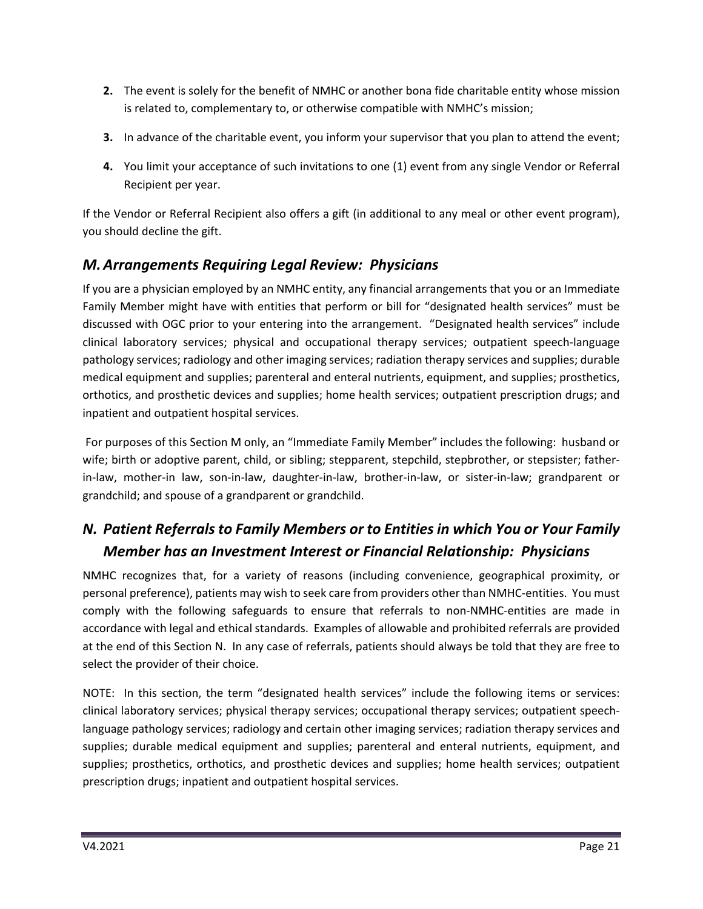2. The event is solely for the benefit of NMHC or another bona fide charitable entity whose mission is related to, complementary to, or otherwise compatible with NMHC's mission;

3. In advance of the charitable event, you inform your supervisor that you plan to attend the event;

4. You limit your acceptance of such invitations to one (1) event from any single Vendor or Referral Recipient per year.

If the Vendor or Referral Recipient also offers a gift (in additional to any meal or other event program), you should decline the gift.

## *M. Arrangements Requiring Legal Review: Physicians*

If you are a physician employed by an NMHC entity, any financial arrangements that you or an Immediate Family Member might have with entities that perform or bill for "designated health services" must be discussed with OGC prior to your entering into the arrangement. "Designated health services" include clinical laboratory services; physical and occupational therapy services; outpatient speech-language pathology services; radiology and other imaging services; radiation therapy services and supplies; durable medical equipment and supplies; parenteral and enteral nutrients, equipment, and supplies; prosthetics, orthotics, and prosthetic devices and supplies; home health services; outpatient prescription drugs; and inpatient and outpatient hospital services.

For purposes of this Section M only, an "Immediate Family Member" includes the following: husband or wife; birth or adoptive parent, child, or sibling; stepparent, stepchild, stepbrother, or stepsister; father-in-law, mother-in law, son-in-law, daughter-in-law, brother-in-law, or sister-in-law; grandparent or grandchild; and spouse of a grandparent or grandchild.

## *N. Patient Referrals to Family Members or to Entities in which You or Your Family Member has an Investment Interest or Financial Relationship: Physicians*

NMHC recognizes that, for a variety of reasons (including convenience, geographical proximity, or personal preference), patients may wish to seek care from providers other than NMHC-entities. You must comply with the following safeguards to ensure that referrals to non-NMHC-entities are made in accordance with legal and ethical standards. Examples of allowable and prohibited referrals are provided at the end of this Section N. In any case of referrals, patients should always be told that they are free to select the provider of their choice.

NOTE: In this section, the term "designated health services" include the following items or services: clinical laboratory services; physical therapy services; occupational therapy services; outpatient speech-language pathology services; radiology and certain other imaging services; radiation therapy services and supplies; durable medical equipment and supplies; parenteral and enteral nutrients, equipment, and supplies; prosthetics, orthotics, and prosthetic devices and supplies; home health services; outpatient prescription drugs; inpatient and outpatient hospital services.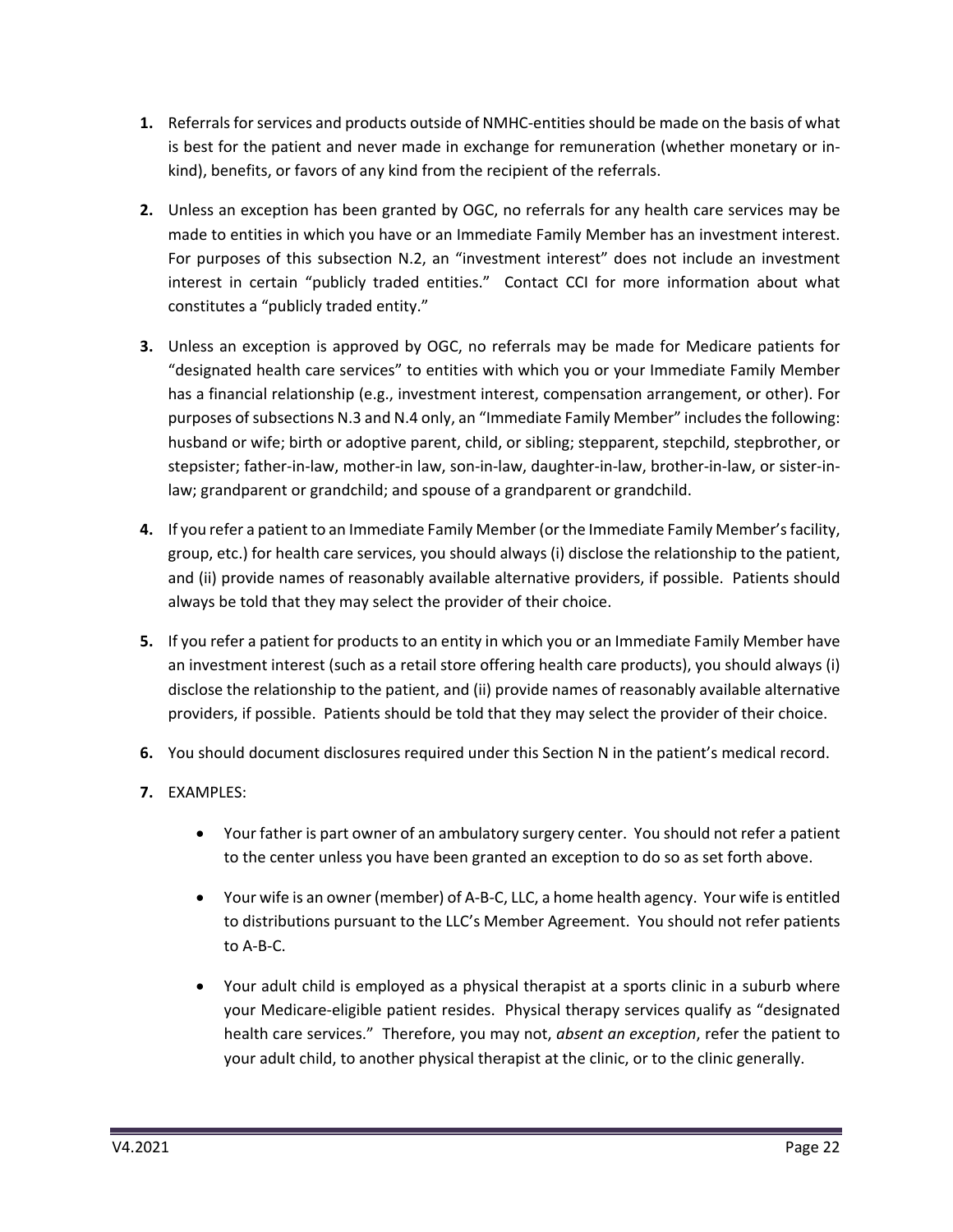1. Referrals for services and products outside of NMHC-entities should be made on the basis of what is best for the patient and never made in exchange for remuneration (whether monetary or in-kind), benefits, or favors of any kind from the recipient of the referrals.

2. Unless an exception has been granted by OGC, no referrals for any health care services may be made to entities in which you have or an Immediate Family Member has an investment interest. For purposes of this subsection N.2, an "investment interest" does not include an investment interest in certain "publicly traded entities." Contact CCI for more information about what constitutes a "publicly traded entity."

3. Unless an exception is approved by OGC, no referrals may be made for Medicare patients for "designated health care services" to entities with which you or your Immediate Family Member has a financial relationship (e.g., investment interest, compensation arrangement, or other). For purposes of subsections N.3 and N.4 only, an "Immediate Family Member" includes the following: husband or wife; birth or adoptive parent, child, or sibling; stepparent, stepchild, stepbrother, or stepsister; father-in-law, mother-in law, son-in-law, daughter-in-law, brother-in-law, or sister-in-law; grandparent or grandchild; and spouse of a grandparent or grandchild.

4. If you refer a patient to an Immediate Family Member (or the Immediate Family Member's facility, group, etc.) for health care services, you should always (i) disclose the relationship to the patient, and (ii) provide names of reasonably available alternative providers, if possible. Patients should always be told that they may select the provider of their choice.

5. If you refer a patient for products to an entity in which you or an Immediate Family Member have an investment interest (such as a retail store offering health care products), you should always (i) disclose the relationship to the patient, and (ii) provide names of reasonably available alternative providers, if possible. Patients should be told that they may select the provider of their choice.

6. You should document disclosures required under this Section N in the patient's medical record.

7. EXAMPLES:

   - Your father is part owner of an ambulatory surgery center. You should not refer a patient to the center unless you have been granted an exception to do so as set forth above.

   - Your wife is an owner (member) of A-B-C, LLC, a home health agency. Your wife is entitled to distributions pursuant to the LLC's Member Agreement. You should not refer patients to A-B-C.

   - Your adult child is employed as a physical therapist at a sports clinic in a suburb where your Medicare-eligible patient resides. Physical therapy services qualify as "designated health care services." Therefore, you may not, *absent an exception*, refer the patient to your adult child, to another physical therapist at the clinic, or to the clinic generally.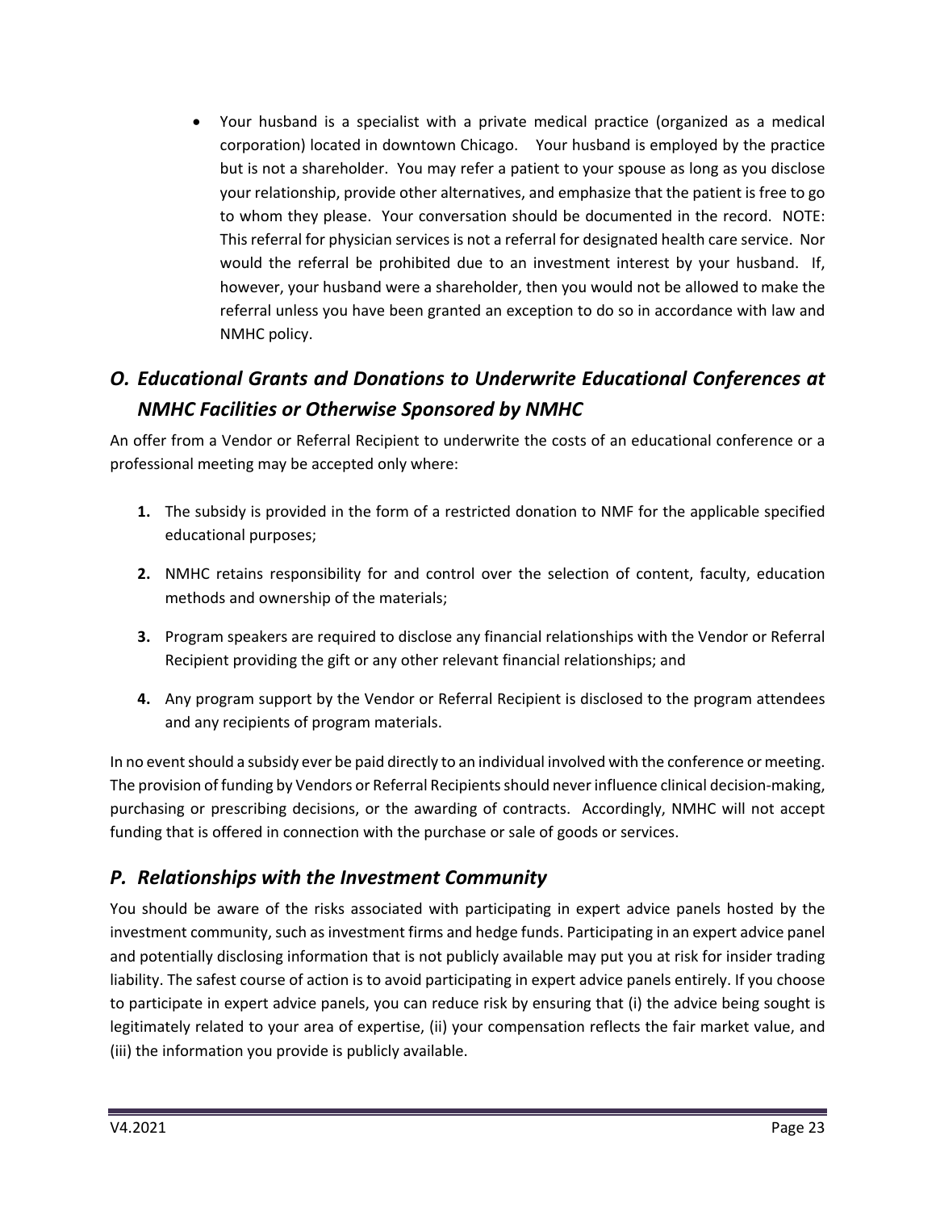- Your husband is a specialist with a private medical practice (organized as a medical corporation) located in downtown Chicago. Your husband is employed by the practice but is not a shareholder. You may refer a patient to your spouse as long as you disclose your relationship, provide other alternatives, and emphasize that the patient is free to go to whom they please. Your conversation should be documented in the record. NOTE: This referral for physician services is not a referral for designated health care service. Nor would the referral be prohibited due to an investment interest by your husband. If, however, your husband were a shareholder, then you would not be allowed to make the referral unless you have been granted an exception to do so in accordance with law and NMHC policy.

## *O. Educational Grants and Donations to Underwrite Educational Conferences at NMHC Facilities or Otherwise Sponsored by NMHC*

An offer from a Vendor or Referral Recipient to underwrite the costs of an educational conference or a professional meeting may be accepted only where:

1. The subsidy is provided in the form of a restricted donation to NMF for the applicable specified educational purposes;
2. NMHC retains responsibility for and control over the selection of content, faculty, education methods and ownership of the materials;
3. Program speakers are required to disclose any financial relationships with the Vendor or Referral Recipient providing the gift or any other relevant financial relationships; and
4. Any program support by the Vendor or Referral Recipient is disclosed to the program attendees and any recipients of program materials.

In no event should a subsidy ever be paid directly to an individual involved with the conference or meeting. The provision of funding by Vendors or Referral Recipients should never influence clinical decision-making, purchasing or prescribing decisions, or the awarding of contracts. Accordingly, NMHC will not accept funding that is offered in connection with the purchase or sale of goods or services.

## *P. Relationships with the Investment Community*

You should be aware of the risks associated with participating in expert advice panels hosted by the investment community, such as investment firms and hedge funds. Participating in an expert advice panel and potentially disclosing information that is not publicly available may put you at risk for insider trading liability. The safest course of action is to avoid participating in expert advice panels entirely. If you choose to participate in expert advice panels, you can reduce risk by ensuring that (i) the advice being sought is legitimately related to your area of expertise, (ii) your compensation reflects the fair market value, and (iii) the information you provide is publicly available.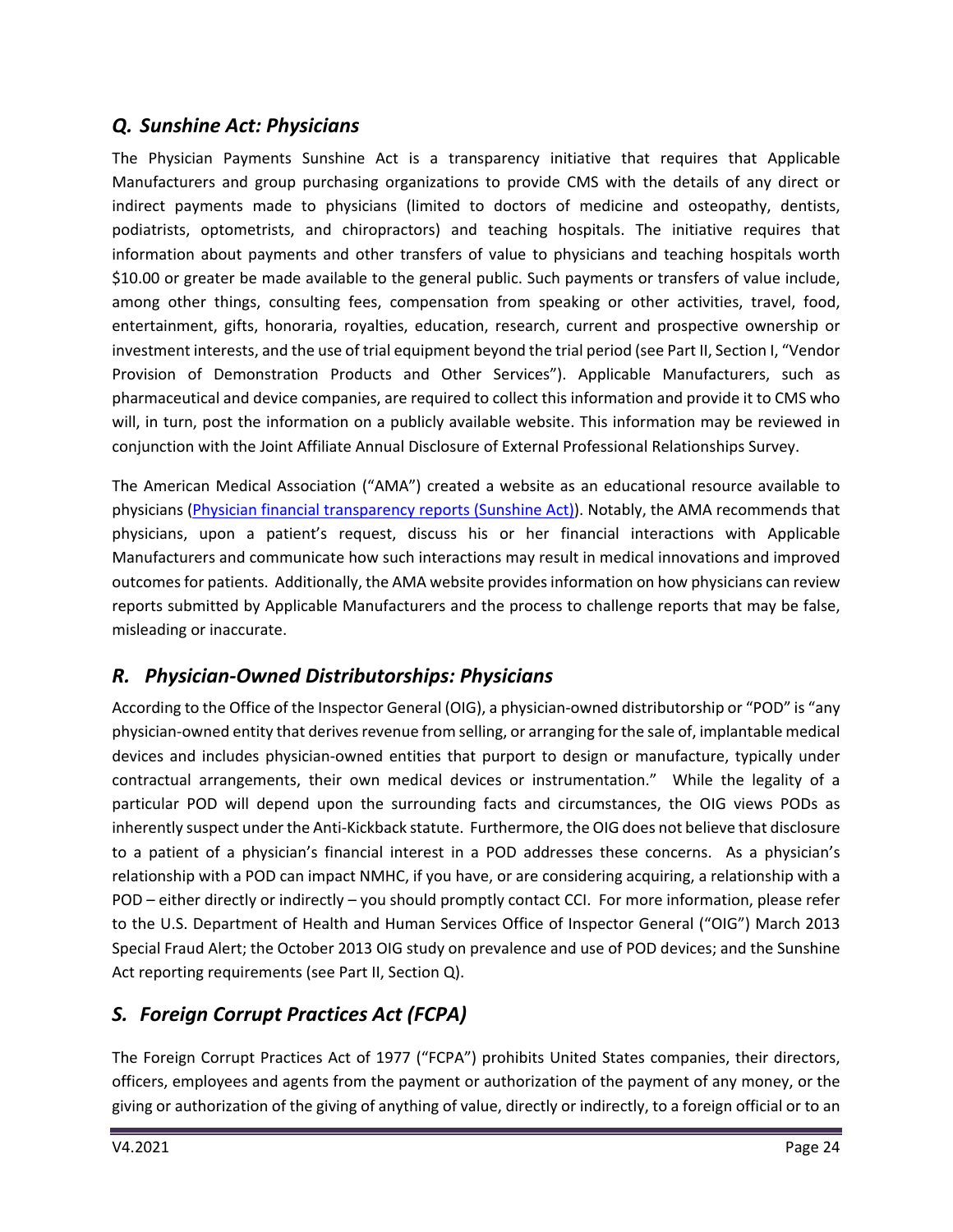## *Q. Sunshine Act: Physicians*

The Physician Payments Sunshine Act is a transparency initiative that requires that Applicable Manufacturers and group purchasing organizations to provide CMS with the details of any direct or indirect payments made to physicians (limited to doctors of medicine and osteopathy, dentists, podiatrists, optometrists, and chiropractors) and teaching hospitals. The initiative requires that information about payments and other transfers of value to physicians and teaching hospitals worth $10.00 or greater be made available to the general public. Such payments or transfers of value include, among other things, consulting fees, compensation from speaking or other activities, travel, food, entertainment, gifts, honoraria, royalties, education, research, current and prospective ownership or investment interests, and the use of trial equipment beyond the trial period (see Part II, Section I, "Vendor Provision of Demonstration Products and Other Services"). Applicable Manufacturers, such as pharmaceutical and device companies, are required to collect this information and provide it to CMS who will, in turn, post the information on a publicly available website. This information may be reviewed in conjunction with the Joint Affiliate Annual Disclosure of External Professional Relationships Survey.

The American Medical Association ("AMA") created a website as an educational resource available to physicians (Physician financial transparency reports (Sunshine Act)). Notably, the AMA recommends that physicians, upon a patient's request, discuss his or her financial interactions with Applicable Manufacturers and communicate how such interactions may result in medical innovations and improved outcomes for patients. Additionally, the AMA website provides information on how physicians can review reports submitted by Applicable Manufacturers and the process to challenge reports that may be false, misleading or inaccurate.

## *R. Physician-Owned Distributorships: Physicians*

According to the Office of the Inspector General (OIG), a physician-owned distributorship or "POD" is "any physician-owned entity that derives revenue from selling, or arranging for the sale of, implantable medical devices and includes physician-owned entities that purport to design or manufacture, typically under contractual arrangements, their own medical devices or instrumentation." While the legality of a particular POD will depend upon the surrounding facts and circumstances, the OIG views PODs as inherently suspect under the Anti-Kickback statute. Furthermore, the OIG does not believe that disclosure to a patient of a physician's financial interest in a POD addresses these concerns. As a physician's relationship with a POD can impact NMHC, if you have, or are considering acquiring, a relationship with a POD – either directly or indirectly – you should promptly contact CCI. For more information, please refer to the U.S. Department of Health and Human Services Office of Inspector General ("OIG") March 2013 Special Fraud Alert; the October 2013 OIG study on prevalence and use of POD devices; and the Sunshine Act reporting requirements (see Part II, Section Q).

## *S. Foreign Corrupt Practices Act (FCPA)*

The Foreign Corrupt Practices Act of 1977 ("FCPA") prohibits United States companies, their directors, officers, employees and agents from the payment or authorization of the payment of any money, or the giving or authorization of the giving of anything of value, directly or indirectly, to a foreign official or to an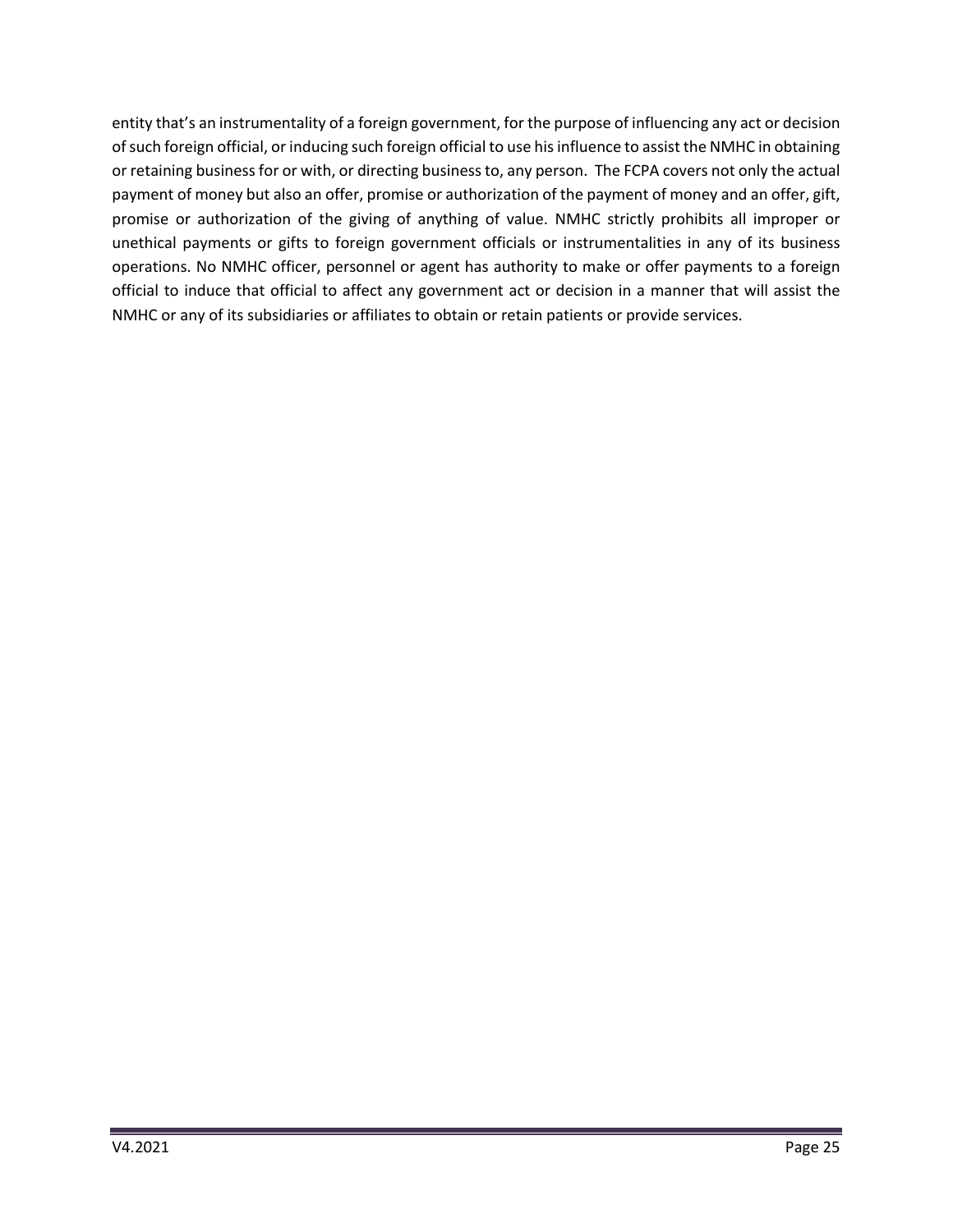entity that's an instrumentality of a foreign government, for the purpose of influencing any act or decision of such foreign official, or inducing such foreign official to use his influence to assist the NMHC in obtaining or retaining business for or with, or directing business to, any person. The FCPA covers not only the actual payment of money but also an offer, promise or authorization of the payment of money and an offer, gift, promise or authorization of the giving of anything of value. NMHC strictly prohibits all improper or unethical payments or gifts to foreign government officials or instrumentalities in any of its business operations. No NMHC officer, personnel or agent has authority to make or offer payments to a foreign official to induce that official to affect any government act or decision in a manner that will assist the NMHC or any of its subsidiaries or affiliates to obtain or retain patients or provide services.